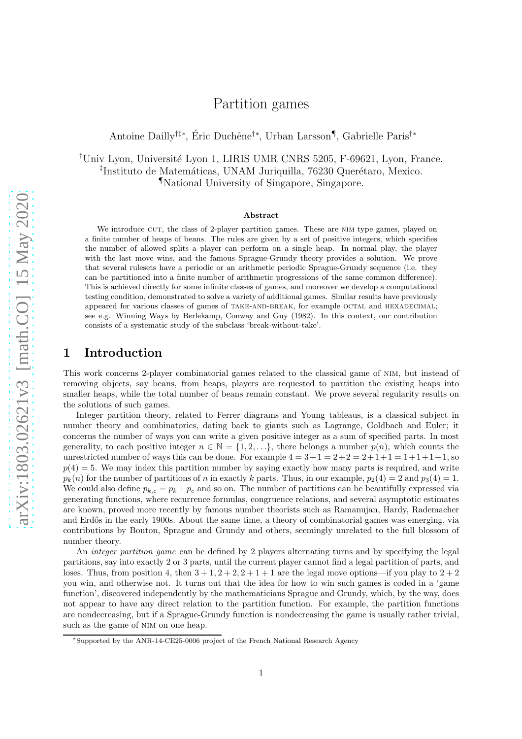# Partition games

Antoine Dailly[†‡*], Éric Duchêne[†*], Urban Larsson[¶], Gabrielle Paris[†*]

[†]Univ Lyon, Université Lyon 1, LIRIS UMR CNRS 5205, F-69621, Lyon, France.
[‡]Instituto de Matemáticas, UNAM Juriquilla, 76230 Querétaro, Mexico.
[¶]National University of Singapore, Singapore.

**Abstract**

We introduce CUT, the class of 2-player partition games. These are NIM type games, played on a finite number of heaps of beans. The rules are given by a set of positive integers, which specifies the number of allowed splits a player can perform on a single heap. In normal play, the player with the last move wins, and the famous Sprague-Grundy theory provides a solution. We prove that several rulesets have a periodic or an arithmetic periodic Sprague-Grundy sequence (i.e. they can be partitioned into a finite number of arithmetic progressions of the same common difference). This is achieved directly for some infinite classes of games, and moreover we develop a computational testing condition, demonstrated to solve a variety of additional games. Similar results have previously appeared for various classes of games of TAKE-AND-BREAK, for example OCTAL and HEXADECIMAL; see e.g. Winning Ways by Berlekamp, Conway and Guy (1982). In this context, our contribution consists of a systematic study of the subclass 'break-without-take'.

## 1 Introduction

This work concerns 2-player combinatorial games related to the classical game of NIM, but instead of removing objects, say beans, from heaps, players are requested to partition the existing heaps into smaller heaps, while the total number of beans remain constant. We prove several regularity results on the solutions of such games.

Integer partition theory, related to Ferrer diagrams and Young tableaus, is a classical subject in number theory and combinatorics, dating back to giants such as Lagrange, Goldbach and Euler; it concerns the number of ways you can write a given positive integer as a sum of specified parts. In most generality, to each positive integer $n \in \mathbb{N} = \{1, 2, \ldots\}$, there belongs a number $p(n)$, which counts the unrestricted number of ways this can be done. For example $4 = 3+1 = 2+2 = 2+1+1 = 1+1+1+1$, so $p(4) = 5$. We may index this partition number by saying exactly how many parts is required, and write $p_k(n)$ for the number of partitions of $n$ in exactly $k$ parts. Thus, in our example, $p_2(4) = 2$ and $p_3(4) = 1$. We could also define $p_{k,c} = p_k + p_c$ and so on. The number of partitions can be beautifully expressed via generating functions, where recurrence formulas, congruence relations, and several asymptotic estimates are known, proved more recently by famous number theorists such as Ramanujan, Hardy, Rademacher and Erdős in the early 1900s. About the same time, a theory of combinatorial games was emerging, via contributions by Bouton, Sprague and Grundy and others, seemingly unrelated to the full blossom of number theory.

An *integer partition game* can be defined by 2 players alternating turns and by specifying the legal partitions, say into exactly 2 or 3 parts, until the current player cannot find a legal partition of parts, and loses. Thus, from position 4, then $3+1, 2+2, 2+1+1$ are the legal move options—if you play to $2+2$ you win, and otherwise not. It turns out that the idea for how to win such games is coded in a 'game function', discovered independently by the mathematicians Sprague and Grundy, which, by the way, does not appear to have any direct relation to the partition function. For example, the partition functions are nondecreasing, but if a Sprague-Grundy function is nondecreasing the game is usually rather trivial, such as the game of NIM on one heap.

*Supported by the ANR-14-CE25-0006 project of the French National Research Agency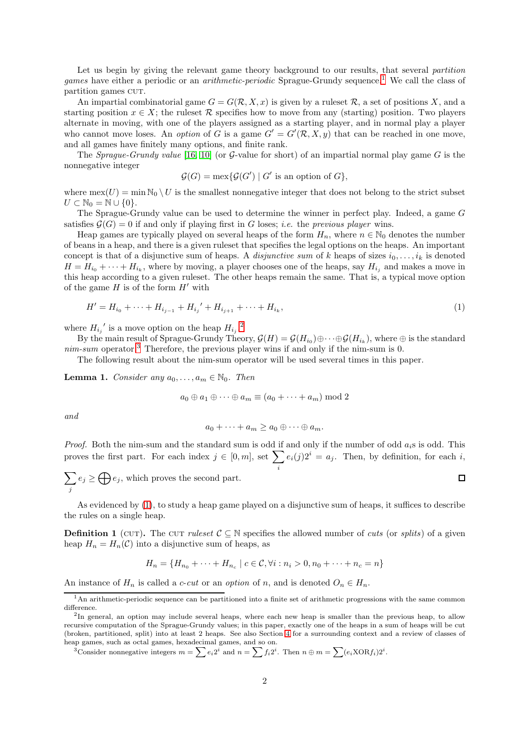Let us begin by giving the relevant game theory background to our results, that several *partition games* have either a periodic or an *arithmetic-periodic* Sprague-Grundy sequence.[1] We call the class of partition games CUT.

An impartial combinatorial game $G = G(\mathcal{R}, X, x)$ is given by a ruleset $\mathcal{R}$, a set of positions $X$, and a starting position $x \in X$; the ruleset $\mathcal{R}$ specifies how to move from any (starting) position. Two players alternate in moving, with one of the players assigned as a starting player, and in normal play a player who cannot move loses. An *option* of $G$ is a game $G' = G'(\mathcal{R}, X, y)$ that can be reached in one move, and all games have finitely many options, and finite rank.

The *Sprague-Grundy value* [16, 10] (or $\mathcal{G}$-value for short) of an impartial normal play game $G$ is the nonnegative integer

$$\mathcal{G}(G) = \operatorname{mex}\{\mathcal{G}(G') \mid G' \text{ is an option of } G\},$$

where $\operatorname{mex}(U) = \min \mathbb{N}_0 \setminus U$ is the smallest nonnegative integer that does not belong to the strict subset $U \subset \mathbb{N}_0 = \mathbb{N} \cup \{0\}$.

The Sprague-Grundy value can be used to determine the winner in perfect play. Indeed, a game $G$ satisfies $\mathcal{G}(G) = 0$ if and only if playing first in $G$ loses; *i.e.* the *previous player* wins.

Heap games are typically played on several heaps of the form $H_n$, where $n \in \mathbb{N}_0$ denotes the number of beans in a heap, and there is a given ruleset that specifies the legal options on the heaps. An important concept is that of a disjunctive sum of heaps. A *disjunctive sum* of $k$ heaps of sizes $i_0, \ldots, i_k$ is denoted $H = H_{i_0} + \cdots + H_{i_k}$, where by moving, a player chooses one of the heaps, say $H_{i_j}$ and makes a move in this heap according to a given ruleset. The other heaps remain the same. That is, a typical move option of the game $H$ is of the form $H'$ with

$$H' = H_{i_0} + \cdots + H_{i_{j-1}} + {H_{i_j}}' + H_{i_{j+1}} + \cdots + H_{i_k}, \tag{1}$$

where ${H_{i_j}}'$ is a move option on the heap $H_{i_j}$.[2]

By the main result of Sprague-Grundy Theory, $\mathcal{G}(H) = \mathcal{G}(H_{i_0}) \oplus \cdots \oplus \mathcal{G}(H_{i_k})$, where $\oplus$ is the standard *nim-sum* operator.[3] Therefore, the previous player wins if and only if the nim-sum is 0.

The following result about the nim-sum operator will be used several times in this paper.

**Lemma 1.** *Consider any $a_0, \ldots, a_m \in \mathbb{N}_0$. Then*

$$a_0 \oplus a_1 \oplus \cdots \oplus a_m \equiv (a_0 + \cdots + a_m) \bmod 2$$

*and*

$$a_0 + \cdots + a_m \geq a_0 \oplus \cdots \oplus a_m.$$

*Proof.* Both the nim-sum and the standard sum is odd if and only if the number of odd $a_i$s is odd. This proves the first part. For each index $j \in [0, m]$, set $\sum_i e_i(j) 2^i = a_j$. Then, by definition, for each $i$, $\sum_j e_j \geq \bigoplus e_j$, which proves the second part. □

As evidenced by (1), to study a heap game played on a disjunctive sum of heaps, it suffices to describe the rules on a single heap.

**Definition 1** (CUT). The CUT *ruleset* $\mathcal{C} \subseteq \mathbb{N}$ specifies the allowed number of *cuts* (or *splits*) of a given heap $H_n = H_n(\mathcal{C})$ into a disjunctive sum of heaps, as

$$H_n = \{H_{n_0} + \cdots + H_{n_c} \mid c \in \mathcal{C}, \forall i : n_i > 0, n_0 + \cdots + n_c = n\}$$

An instance of $H_n$ is called a *c-cut* or an *option* of $n$, and is denoted $O_n \in H_n$.

---

[1] An arithmetic-periodic sequence can be partitioned into a finite set of arithmetic progressions with the same common difference.

[2] In general, an option may include several heaps, where each new heap is smaller than the previous heap, to allow recursive computation of the Sprague-Grundy values; in this paper, exactly one of the heaps in a sum of heaps will be cut (broken, partitioned, split) into at least 2 heaps. See also Section 4 for a surrounding context and a review of classes of heap games, such as octal games, hexadecimal games, and so on.

[3] Consider nonnegative integers $m = \sum e_i 2^i$ and $n = \sum f_i 2^i$. Then $n \oplus m = \sum (e_i \text{XOR} f_i) 2^i$.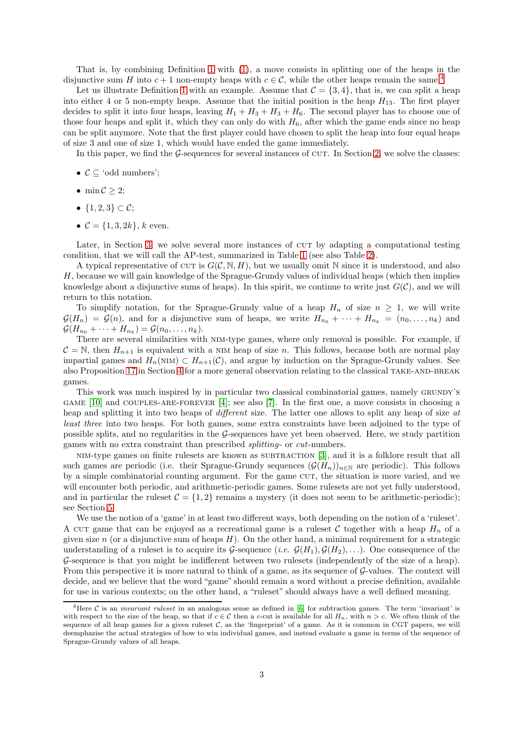That is, by combining Definition 1 with (1), a move consists in splitting one of the heaps in the disjunctive sum $H$ into $c+1$ non-empty heaps with $c \in \mathcal{C}$, while the other heaps remain the same.[4]

Let us illustrate Definition 1 with an example. Assume that $\mathcal{C} = \{3, 4\}$, that is, we can split a heap into either 4 or 5 non-empty heaps. Assume that the initial position is the heap $H_{13}$. The first player decides to split it into four heaps, leaving $H_1 + H_3 + H_3 + H_6$. The second player has to choose one of those four heaps and split it, which they can only do with $H_6$, after which the game ends since no heap can be split anymore. Note that the first player could have chosen to split the heap into four equal heaps of size 3 and one of size 1, which would have ended the game immediately.

In this paper, we find the $\mathcal{G}$-sequences for several instances of CUT. In Section 2, we solve the classes:

- $\mathcal{C} \subseteq$ 'odd numbers';
- $\min \mathcal{C} \geq 2$;
- $\{1, 2, 3\} \subset \mathcal{C}$;
- $\mathcal{C} = \{1, 3, 2k\}$, $k$ even.

Later, in Section 3, we solve several more instances of CUT by adapting a computational testing condition, that we will call the AP-test, summarized in Table 1 (see also Table 2).

A typical representative of CUT is $G(\mathcal{C}, \mathbb{N}, H)$, but we usually omit $\mathbb{N}$ since it is understood, and also $H$, because we will gain knowledge of the Sprague-Grundy values of individual heaps (which then implies knowledge about a disjunctive sums of heaps). In this spirit, we continue to write just $G(\mathcal{C})$, and we will return to this notation.

To simplify notation, for the Sprague-Grundy value of a heap $H_n$ of size $n \geq 1$, we will write $\mathcal{G}(H_n) = \mathcal{G}(n)$, and for a disjunctive sum of heaps, we write $H_{n_0} + \cdots + H_{n_k} = (n_0, \ldots, n_k)$ and $\mathcal{G}(H_{n_0} + \cdots + H_{n_k}) = \mathcal{G}(n_0, \ldots, n_k)$.

There are several similarities with NIM-type games, where only removal is possible. For example, if $\mathcal{C} = \mathbb{N}$, then $H_{n+1}$ is equivalent with a NIM heap of size $n$. This follows, because both are normal play impartial games and $H_n(\text{NIM}) \subset H_{n+1}(\mathcal{C})$, and argue by induction on the Sprague-Grundy values. See also Proposition 17 in Section 4 for a more general observation relating to the classical TAKE-AND-BREAK games.

This work was much inspired by in particular two classical combinatorial games, namely GRUNDY'S GAME [10] and COUPLES-ARE-FOREVER [4]; see also [7]. In the first one, a move consists in choosing a heap and splitting it into two heaps of *different* size. The latter one allows to split any heap of size *at least three* into two heaps. For both games, some extra constraints have been adjoined to the type of possible splits, and no regularities in the $\mathcal{G}$-sequences have yet been observed. Here, we study partition games with no extra constraint than prescribed *splitting*- or *cut*-numbers.

NIM-type games on finite rulesets are known as SUBTRACTION [3], and it is a folklore result that all such games are periodic (i.e. their Sprague-Grundy sequences $(\mathcal{G}(H_n))_{n \in \mathbb{N}}$ are periodic). This follows by a simple combinatorial counting argument. For the game CUT, the situation is more varied, and we will encounter both periodic, and arithmetic-periodic games. Some rulesets are not yet fully understood, and in particular the ruleset $\mathcal{C} = \{1, 2\}$ remains a mystery (it does not seem to be arithmetic-periodic); see Section 5.

We use the notion of a 'game' in at least two different ways, both depending on the notion of a 'ruleset'. A CUT game that can be enjoyed as a recreational game is a ruleset $\mathcal{C}$ together with a heap $H_n$ of a given size $n$ (or a disjunctive sum of heaps $H$). On the other hand, a minimal requirement for a strategic understanding of a ruleset is to acquire its $\mathcal{G}$-sequence (*i.e.* $\mathcal{G}(H_1), \mathcal{G}(H_2), \ldots$). One consequence of the $\mathcal{G}$-sequence is that you might be indifferent between two rulesets (independently of the size of a heap). From this perspective it is more natural to think of a game, as its sequence of $\mathcal{G}$-values. The context will decide, and we believe that the word "game" should remain a word without a precise definition, available for use in various contexts; on the other hand, a "ruleset" should always have a well defined meaning.

[4] Here $\mathcal{C}$ is an *invariant ruleset* in an analogous sense as defined in [6] for subtraction games. The term 'invariant' is with respect to the size of the heap, so that if $c \in \mathcal{C}$ then a $c$-cut is available for all $H_n$, with $n > c$. We often think of the sequence of all heap games for a given ruleset $\mathcal{C}$, as the 'fingerprint' of a game. As it is common in CGT papers, we will deemphazise the actual strategies of how to win individual games, and instead evaluate a game in terms of the sequence of Sprague-Grundy values of all heaps.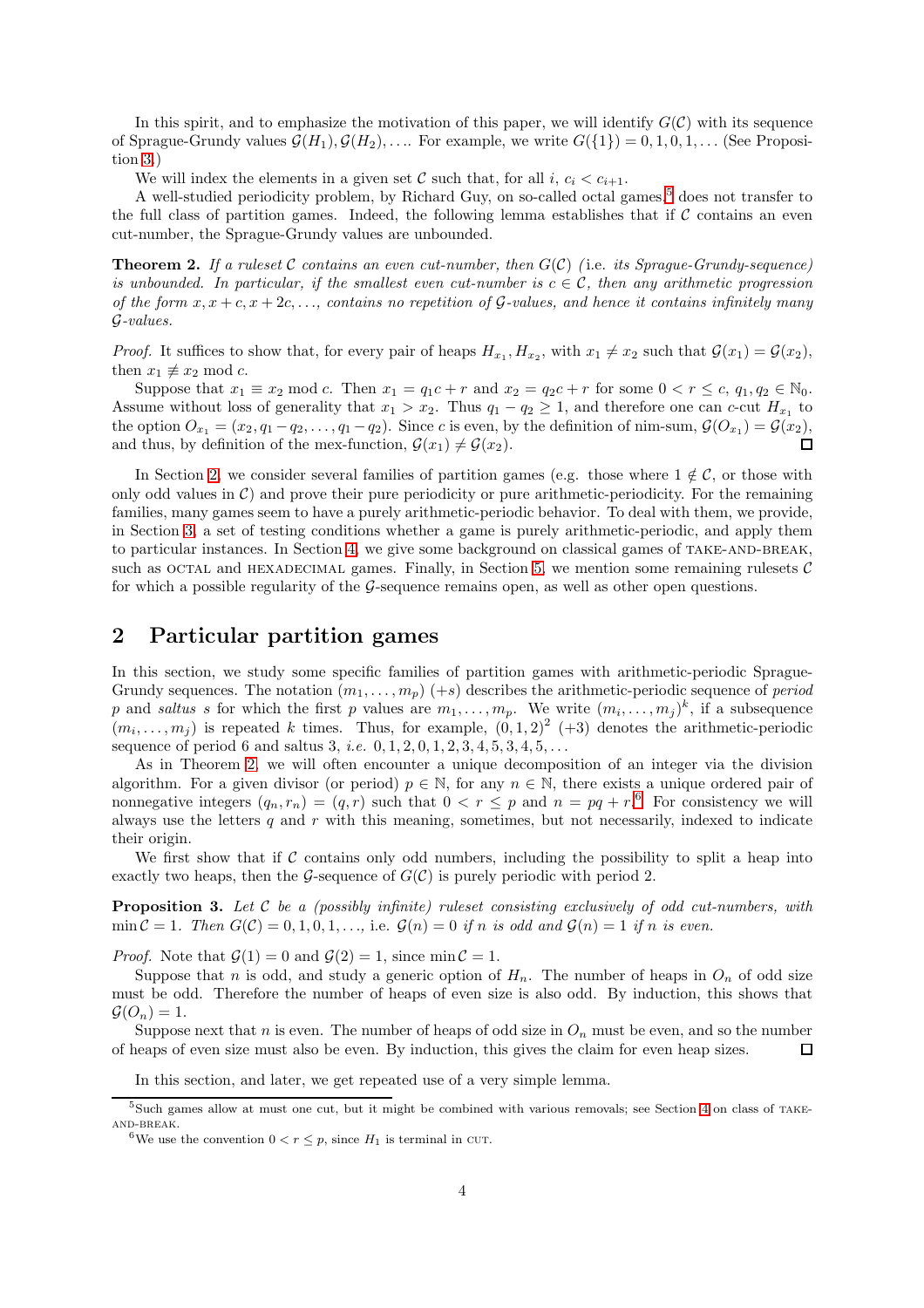In this spirit, and to emphasize the motivation of this paper, we will identify $G(\mathcal{C})$ with its sequence of Sprague-Grundy values $\mathcal{G}(H_1), \mathcal{G}(H_2), \ldots$. For example, we write $G(\{1\}) = 0, 1, 0, 1, \ldots$ (See Proposition 3.)

We will index the elements in a given set $\mathcal{C}$ such that, for all $i$, $c_i < c_{i+1}$.

A well-studied periodicity problem, by Richard Guy, on so-called octal games,[5] does not transfer to the full class of partition games. Indeed, the following lemma establishes that if $\mathcal{C}$ contains an even cut-number, the Sprague-Grundy values are unbounded.

**Theorem 2.** *If a ruleset $\mathcal{C}$ contains an even cut-number, then $G(\mathcal{C})$ (*i.e. *its Sprague-Grundy-sequence) is unbounded. In particular, if the smallest even cut-number is $c \in \mathcal{C}$, then any arithmetic progression of the form $x, x+c, x+2c, \ldots$, contains no repetition of $\mathcal{G}$-values, and hence it contains infinitely many $\mathcal{G}$-values.*

*Proof.* It suffices to show that, for every pair of heaps $H_{x_1}, H_{x_2}$, with $x_1 \neq x_2$ such that $\mathcal{G}(x_1) = \mathcal{G}(x_2)$, then $x_1 \not\equiv x_2 \bmod c$.

Suppose that $x_1 \equiv x_2 \bmod c$. Then $x_1 = q_1 c + r$ and $x_2 = q_2 c + r$ for some $0 < r \leq c$, $q_1, q_2 \in \mathbb{N}_0$. Assume without loss of generality that $x_1 > x_2$. Thus $q_1 - q_2 \geq 1$, and therefore one can $c$-cut $H_{x_1}$ to the option $O_{x_1} = (x_2, q_1 - q_2, \ldots, q_1 - q_2)$. Since $c$ is even, by the definition of nim-sum, $\mathcal{G}(O_{x_1}) = \mathcal{G}(x_2)$, and thus, by definition of the mex-function, $\mathcal{G}(x_1) \neq \mathcal{G}(x_2)$. ☐

In Section 2, we consider several families of partition games (e.g. those where $1 \notin \mathcal{C}$, or those with only odd values in $\mathcal{C}$) and prove their pure periodicity or pure arithmetic-periodicity. For the remaining families, many games seem to have a purely arithmetic-periodic behavior. To deal with them, we provide, in Section 3, a set of testing conditions whether a game is purely arithmetic-periodic, and apply them to particular instances. In Section 4, we give some background on classical games of TAKE-AND-BREAK, such as OCTAL and HEXADECIMAL games. Finally, in Section 5, we mention some remaining rulesets $\mathcal{C}$ for which a possible regularity of the $\mathcal{G}$-sequence remains open, as well as other open questions.

## 2 Particular partition games

In this section, we study some specific families of partition games with arithmetic-periodic Sprague-Grundy sequences. The notation $(m_1, \ldots, m_p)$ $(+s)$ describes the arithmetic-periodic sequence of *period* $p$ and *saltus* $s$ for which the first $p$ values are $m_1, \ldots, m_p$. We write $(m_i, \ldots, m_j)^k$, if a subsequence $(m_i, \ldots, m_j)$ is repeated $k$ times. Thus, for example, $(0, 1, 2)^2$ $(+3)$ denotes the arithmetic-periodic sequence of period 6 and saltus 3, *i.e.* $0, 1, 2, 0, 1, 2, 3, 4, 5, 3, 4, 5, \ldots$

As in Theorem 2, we will often encounter a unique decomposition of an integer via the division algorithm. For a given divisor (or period) $p \in \mathbb{N}$, for any $n \in \mathbb{N}$, there exists a unique ordered pair of nonnegative integers $(q_n, r_n) = (q, r)$ such that $0 < r \leq p$ and $n = pq + r$.[6] For consistency we will always use the letters $q$ and $r$ with this meaning, sometimes, but not necessarily, indexed to indicate their origin.

We first show that if $\mathcal{C}$ contains only odd numbers, including the possibility to split a heap into exactly two heaps, then the $\mathcal{G}$-sequence of $G(\mathcal{C})$ is purely periodic with period 2.

**Proposition 3.** *Let $\mathcal{C}$ be a (possibly infinite) ruleset consisting exclusively of odd cut-numbers, with $\min \mathcal{C} = 1$. Then $G(\mathcal{C}) = 0, 1, 0, 1, \ldots$, i.e. $\mathcal{G}(n) = 0$ if $n$ is odd and $\mathcal{G}(n) = 1$ if $n$ is even.*

*Proof.* Note that $\mathcal{G}(1) = 0$ and $\mathcal{G}(2) = 1$, since $\min \mathcal{C} = 1$.

Suppose that $n$ is odd, and study a generic option of $H_n$. The number of heaps in $O_n$ of odd size must be odd. Therefore the number of heaps of even size is also odd. By induction, this shows that $\mathcal{G}(O_n) = 1$.

Suppose next that $n$ is even. The number of heaps of odd size in $O_n$ must be even, and so the number of heaps of even size must also be even. By induction, this gives the claim for even heap sizes. ☐

In this section, and later, we get repeated use of a very simple lemma.

---

[5] Such games allow at must one cut, but it might be combined with various removals; see Section 4 on class of TAKE-AND-BREAK.

[6] We use the convention $0 < r \leq p$, since $H_1$ is terminal in CUT.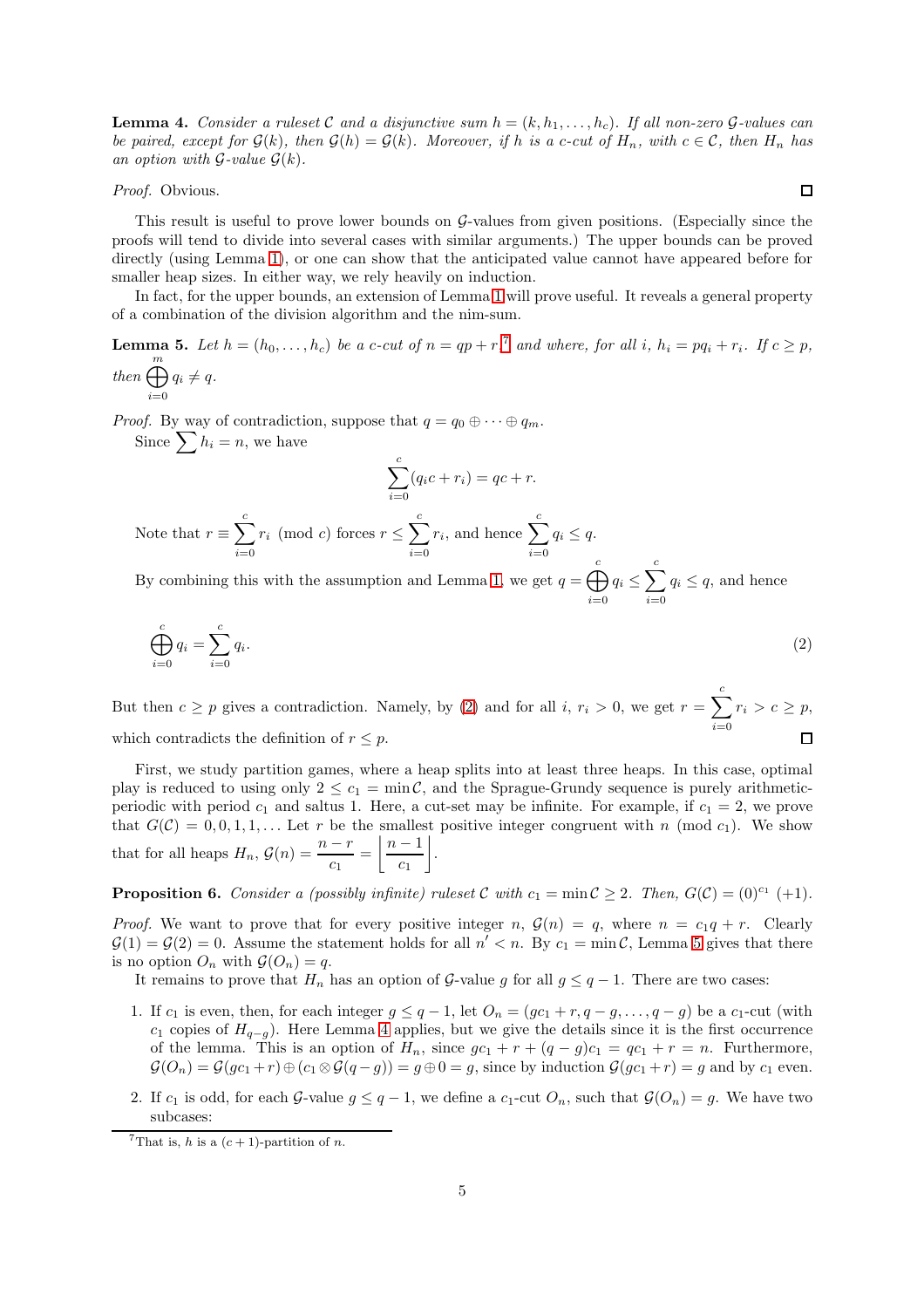**Lemma 4.** *Consider a ruleset $\mathcal{C}$ and a disjunctive sum $h = (k, h_1, \ldots, h_c)$. If all non-zero $\mathcal{G}$-values can be paired, except for $\mathcal{G}(k)$, then $\mathcal{G}(h) = \mathcal{G}(k)$. Moreover, if $h$ is a $c$-cut of $H_n$, with $c \in \mathcal{C}$, then $H_n$ has an option with $\mathcal{G}$-value $\mathcal{G}(k)$.*

*Proof.* Obvious. $\square$

This result is useful to prove lower bounds on $\mathcal{G}$-values from given positions. (Especially since the proofs will tend to divide into several cases with similar arguments.) The upper bounds can be proved directly (using Lemma 1), or one can show that the anticipated value cannot have appeared before for smaller heap sizes. In either way, we rely heavily on induction.

In fact, for the upper bounds, an extension of Lemma 1 will prove useful. It reveals a general property of a combination of the division algorithm and the nim-sum.

**Lemma 5.** *Let $h = (h_0, \ldots, h_c)$ be a $c$-cut of $n = qp + r$,[7] and where, for all $i$, $h_i = pq_i + r_i$. If $c \geq p$, then $\bigoplus_{i=0}^{m} q_i \neq q$.*

*Proof.* By way of contradiction, suppose that $q = q_0 \oplus \cdots \oplus q_m$.

Since $\sum h_i = n$, we have

$$\sum_{i=0}^{c} (q_i c + r_i) = qc + r.$$

Note that $r \equiv \sum_{i=0}^{c} r_i \pmod{c}$ forces $r \leq \sum_{i=0}^{c} r_i$, and hence $\sum_{i=0}^{c} q_i \leq q$.

By combining this with the assumption and Lemma 1, we get $q = \bigoplus_{i=0}^{c} q_i \leq \sum_{i=0}^{c} q_i \leq q$, and hence

$$\bigoplus_{i=0}^{c} q_i = \sum_{i=0}^{c} q_i. \tag{2}$$

But then $c \geq p$ gives a contradiction. Namely, by (2) and for all $i$, $r_i > 0$, we get $r = \sum_{i=0}^{c} r_i > c \geq p$, which contradicts the definition of $r \leq p$. $\square$

First, we study partition games, where a heap splits into at least three heaps. In this case, optimal play is reduced to using only $2 \leq c_1 = \min \mathcal{C}$, and the Sprague-Grundy sequence is purely arithmetic-periodic with period $c_1$ and saltus 1. Here, a cut-set may be infinite. For example, if $c_1 = 2$, we prove that $G(\mathcal{C}) = 0, 0, 1, 1, \ldots$ Let $r$ be the smallest positive integer congruent with $n \pmod{c_1}$. We show that for all heaps $H_n$, $\mathcal{G}(n) = \frac{n - r}{c_1} = \left\lfloor \frac{n-1}{c_1} \right\rfloor$.

**Proposition 6.** *Consider a (possibly infinite) ruleset $\mathcal{C}$ with $c_1 = \min \mathcal{C} \geq 2$. Then, $G(\mathcal{C}) = (0)^{c_1}$ $(+1)$.*

*Proof.* We want to prove that for every positive integer $n$, $\mathcal{G}(n) = q$, where $n = c_1 q + r$. Clearly $\mathcal{G}(1) = \mathcal{G}(2) = 0$. Assume the statement holds for all $n' < n$. By $c_1 = \min \mathcal{C}$, Lemma 5 gives that there is no option $O_n$ with $\mathcal{G}(O_n) = q$.

It remains to prove that $H_n$ has an option of $\mathcal{G}$-value $g$ for all $g \leq q - 1$. There are two cases:

1. If $c_1$ is even, then, for each integer $g \leq q - 1$, let $O_n = (gc_1 + r, q - g, \ldots, q - g)$ be a $c_1$-cut (with $c_1$ copies of $H_{q-g}$). Here Lemma 4 applies, but we give the details since it is the first occurrence of the lemma. This is an option of $H_n$, since $gc_1 + r + (q - g)c_1 = qc_1 + r = n$. Furthermore, $\mathcal{G}(O_n) = \mathcal{G}(gc_1 + r) \oplus (c_1 \otimes \mathcal{G}(q - g)) = g \oplus 0 = g$, since by induction $\mathcal{G}(gc_1 + r) = g$ and by $c_1$ even.
2. If $c_1$ is odd, for each $\mathcal{G}$-value $g \leq q - 1$, we define a $c_1$-cut $O_n$, such that $\mathcal{G}(O_n) = g$. We have two subcases:

[7] That is, $h$ is a $(c + 1)$-partition of $n$.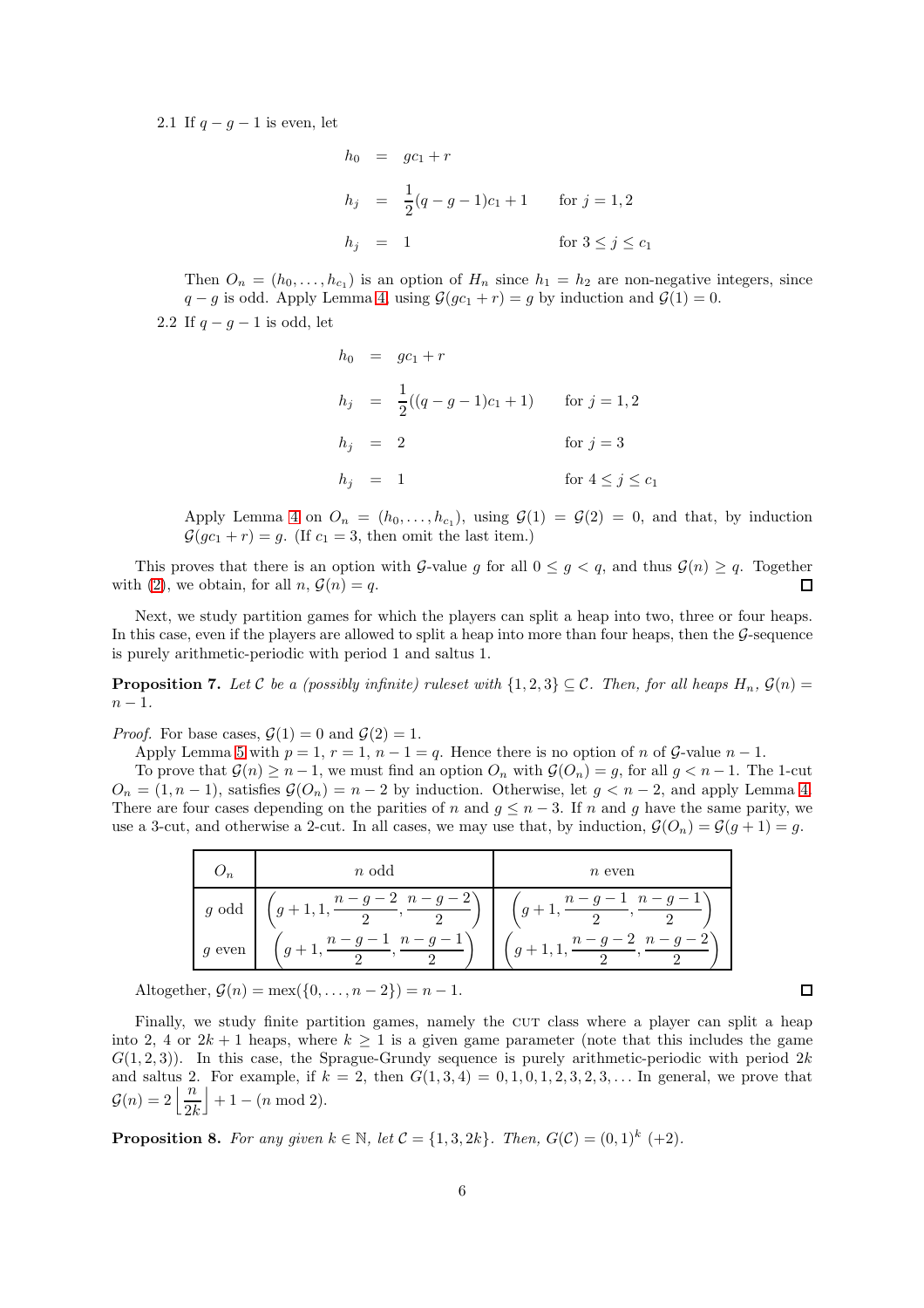2.1 If $q-g-1$ is even, let

$$
\begin{aligned}
h_0 &= gc_1 + r \\
h_j &= \frac{1}{2}(q-g-1)c_1 + 1 \qquad \text{for } j = 1,2 \\
h_j &= 1 \qquad\qquad\qquad\qquad\quad \text{for } 3 \le j \le c_1
\end{aligned}
$$

Then $O_n = (h_0, \ldots, h_{c_1})$ is an option of $H_n$ since $h_1 = h_2$ are non-negative integers, since $q-g$ is odd. Apply Lemma 4, using $\mathcal{G}(gc_1 + r) = g$ by induction and $\mathcal{G}(1) = 0$.

2.2 If $q-g-1$ is odd, let

$$
\begin{aligned}
h_0 &= gc_1 + r \\
h_j &= \frac{1}{2}((q-g-1)c_1 + 1) \qquad \text{for } j = 1,2 \\
h_j &= 2 \qquad\qquad\qquad\qquad\quad \text{for } j = 3 \\
h_j &= 1 \qquad\qquad\qquad\qquad\quad \text{for } 4 \le j \le c_1
\end{aligned}
$$

Apply Lemma 4 on $O_n = (h_0, \ldots, h_{c_1})$, using $\mathcal{G}(1) = \mathcal{G}(2) = 0$, and that, by induction $\mathcal{G}(gc_1 + r) = g$. (If $c_1 = 3$, then omit the last item.)

This proves that there is an option with $\mathcal{G}$-value $g$ for all $0 \le g < q$, and thus $\mathcal{G}(n) \ge q$. Together with (2), we obtain, for all $n$, $\mathcal{G}(n) = q$. □

Next, we study partition games for which the players can split a heap into two, three or four heaps. In this case, even if the players are allowed to split a heap into more than four heaps, then the $\mathcal{G}$-sequence is purely arithmetic-periodic with period 1 and saltus 1.

**Proposition 7.** *Let $\mathcal{C}$ be a (possibly infinite) ruleset with $\{1, 2, 3\} \subseteq \mathcal{C}$. Then, for all heaps $H_n$, $\mathcal{G}(n) = n - 1$.*

*Proof.* For base cases, $\mathcal{G}(1) = 0$ and $\mathcal{G}(2) = 1$.

Apply Lemma 5 with $p = 1$, $r = 1$, $n - 1 = q$. Hence there is no option of $n$ of $\mathcal{G}$-value $n - 1$.

To prove that $\mathcal{G}(n) \ge n - 1$, we must find an option $O_n$ with $\mathcal{G}(O_n) = g$, for all $g < n - 1$. The 1-cut $O_n = (1, n-1)$, satisfies $\mathcal{G}(O_n) = n - 2$ by induction. Otherwise, let $g < n - 2$, and apply Lemma 4. There are four cases depending on the parities of $n$ and $g \le n - 3$. If $n$ and $g$ have the same parity, we use a 3-cut, and otherwise a 2-cut. In all cases, we may use that, by induction, $\mathcal{G}(O_n) = \mathcal{G}(g + 1) = g$.

| $O_n$ | $n$ odd | $n$ even |
|---|---|---|
| $g$ odd | $\left(g+1, 1, \frac{n-g-2}{2}, \frac{n-g-2}{2}\right)$ | $\left(g+1, \frac{n-g-1}{2}, \frac{n-g-1}{2}\right)$ |
| $g$ even | $\left(g+1, \frac{n-g-1}{2}, \frac{n-g-1}{2}\right)$ | $\left(g+1, 1, \frac{n-g-2}{2}, \frac{n-g-2}{2}\right)$ |

Altogether, $\mathcal{G}(n) = \text{mex}(\{0, \ldots, n-2\}) = n - 1$. □

Finally, we study finite partition games, namely the CUT class where a player can split a heap into 2, 4 or $2k+1$ heaps, where $k \ge 1$ is a given game parameter (note that this includes the game $G(1, 2, 3)$). In this case, the Sprague-Grundy sequence is purely arithmetic-periodic with period $2k$ and saltus 2. For example, if $k = 2$, then $G(1, 3, 4) = 0, 1, 0, 1, 2, 3, 2, 3, \ldots$ In general, we prove that $\mathcal{G}(n) = 2\left\lfloor \frac{n}{2k} \right\rfloor + 1 - (n \bmod 2)$.

**Proposition 8.** *For any given $k \in \mathbb{N}$, let $\mathcal{C} = \{1, 3, 2k\}$. Then, $G(\mathcal{C}) = (0, 1)^k \; (+2)$.*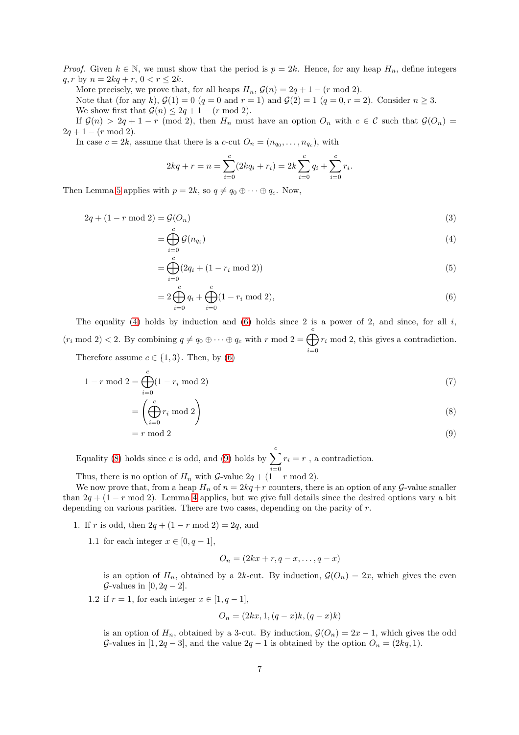*Proof.* Given $k \in \mathbb{N}$, we must show that the period is $p = 2k$. Hence, for any heap $H_n$, define integers $q, r$ by $n = 2kq + r$, $0 < r \leq 2k$.

More precisely, we prove that, for all heaps $H_n$, $\mathcal{G}(n) = 2q + 1 - (r \bmod 2)$.

Note that (for any $k$), $\mathcal{G}(1) = 0$ ($q = 0$ and $r = 1$) and $\mathcal{G}(2) = 1$ ($q = 0, r = 2$). Consider $n \geq 3$.

We show first that $\mathcal{G}(n) \leq 2q + 1 - (r \bmod 2)$.

If $\mathcal{G}(n) > 2q + 1 - r \pmod 2$, then $H_n$ must have an option $O_n$ with $c \in \mathcal{C}$ such that $\mathcal{G}(O_n) = 2q + 1 - (r \bmod 2)$.

In case $c = 2k$, assume that there is a $c$-cut $O_n = (n_{q_0}, \ldots, n_{q_c})$, with

$$2kq + r = n = \sum_{i=0}^{c}(2kq_i + r_i) = 2k\sum_{i=0}^{c} q_i + \sum_{i=0}^{c} r_i.$$

Then Lemma 5 applies with $p = 2k$, so $q \neq q_0 \oplus \cdots \oplus q_c$. Now,

$$2q + (1 - r \bmod 2) = \mathcal{G}(O_n) \tag{3}$$

$$= \bigoplus_{i=0}^{c} \mathcal{G}(n_{q_i}) \tag{4}$$

$$= \bigoplus_{i=0}^{c} (2q_i + (1 - r_i \bmod 2)) \tag{5}$$

$$= 2\bigoplus_{i=0}^{c} q_i + \bigoplus_{i=0}^{c}(1 - r_i \bmod 2), \tag{6}$$

The equality (4) holds by induction and (6) holds since 2 is a power of 2, and since, for all $i$, $(r_i \bmod 2) < 2$. By combining $q \neq q_0 \oplus \cdots \oplus q_c$ with $r \bmod 2 = \bigoplus_{i=0}^{c} r_i \bmod 2$, this gives a contradiction.

Therefore assume $c \in \{1, 3\}$. Then, by (6)

$$1 - r \bmod 2 = \bigoplus_{i=0}^{c}(1 - r_i \bmod 2) \tag{7}$$

$$= \left(\bigoplus_{i=0}^{c} r_i \bmod 2\right) \tag{8}$$

$$= r \bmod 2 \tag{9}$$

Equality (8) holds since $c$ is odd, and (9) holds by $\sum_{i=0}^{c} r_i = r$ , a contradiction.

Thus, there is no option of $H_n$ with $\mathcal{G}$-value $2q + (1 - r \bmod 2)$.

We now prove that, from a heap $H_n$ of $n = 2kq + r$ counters, there is an option of any $\mathcal{G}$-value smaller than $2q + (1 - r \bmod 2)$. Lemma 4 applies, but we give full details since the desired options vary a bit depending on various parities. There are two cases, depending on the parity of $r$.

1. If $r$ is odd, then $2q + (1 - r \bmod 2) = 2q$, and

   1.1 for each integer $x \in [0, q - 1]$,

   $$O_n = (2kx + r, q - x, \ldots, q - x)$$

   is an option of $H_n$, obtained by a $2k$-cut. By induction, $\mathcal{G}(O_n) = 2x$, which gives the even $\mathcal{G}$-values in $[0, 2q - 2]$.

   1.2 if $r = 1$, for each integer $x \in [1, q - 1]$,

   $$O_n = (2kx, 1, (q - x)k, (q - x)k)$$

   is an option of $H_n$, obtained by a 3-cut. By induction, $\mathcal{G}(O_n) = 2x - 1$, which gives the odd $\mathcal{G}$-values in $[1, 2q - 3]$, and the value $2q - 1$ is obtained by the option $O_n = (2kq, 1)$.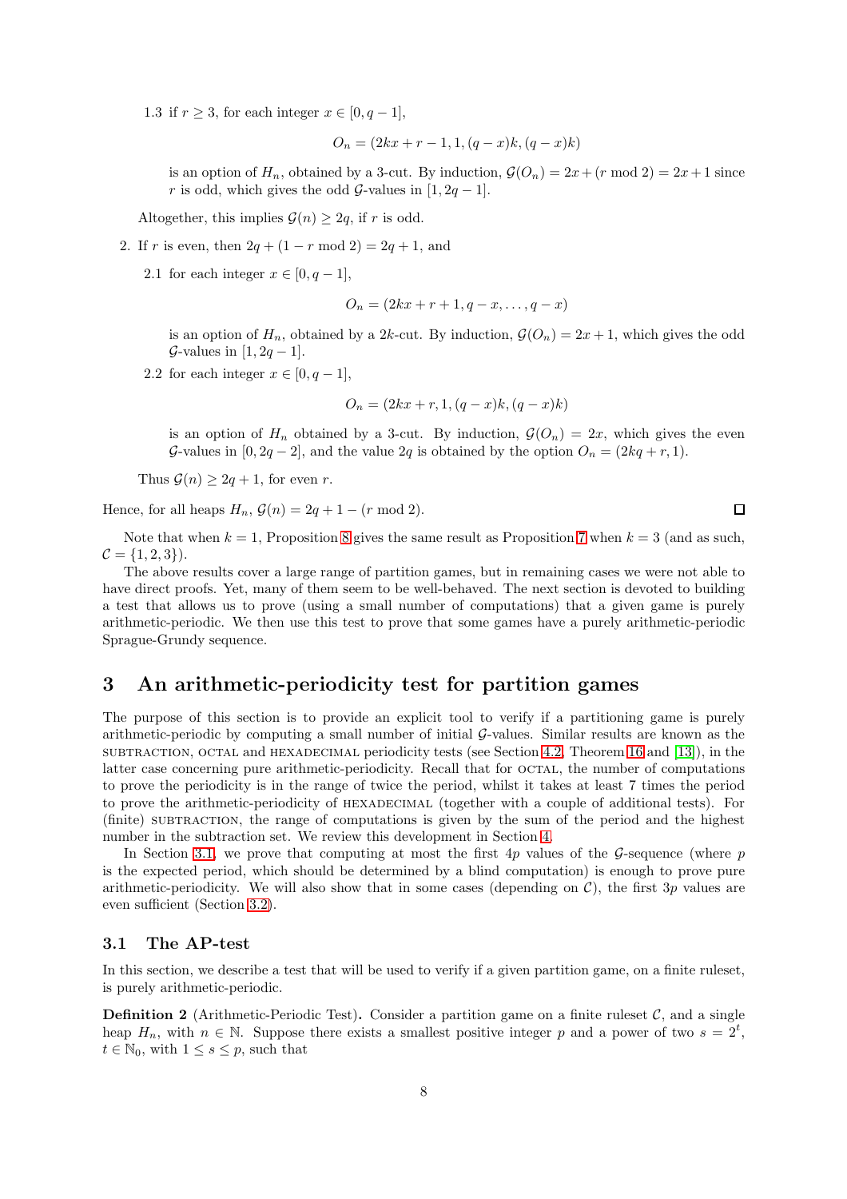1.3 if $r \geq 3$, for each integer $x \in [0, q-1]$,

$$O_n = (2kx + r - 1, 1, (q-x)k, (q-x)k)$$

is an option of $H_n$, obtained by a 3-cut. By induction, $\mathcal{G}(O_n) = 2x + (r \bmod 2) = 2x + 1$ since $r$ is odd, which gives the odd $\mathcal{G}$-values in $[1, 2q-1]$.

Altogether, this implies $\mathcal{G}(n) \geq 2q$, if $r$ is odd.

2. If $r$ is even, then $2q + (1 - r \bmod 2) = 2q + 1$, and

2.1 for each integer $x \in [0, q-1]$,

$$O_n = (2kx + r + 1, q - x, \ldots, q - x)$$

is an option of $H_n$, obtained by a $2k$-cut. By induction, $\mathcal{G}(O_n) = 2x + 1$, which gives the odd $\mathcal{G}$-values in $[1, 2q-1]$.

2.2 for each integer $x \in [0, q-1]$,

$$O_n = (2kx + r, 1, (q-x)k, (q-x)k)$$

is an option of $H_n$ obtained by a 3-cut. By induction, $\mathcal{G}(O_n) = 2x$, which gives the even $\mathcal{G}$-values in $[0, 2q-2]$, and the value $2q$ is obtained by the option $O_n = (2kq + r, 1)$.

Thus $\mathcal{G}(n) \geq 2q + 1$, for even $r$.

Hence, for all heaps $H_n$, $\mathcal{G}(n) = 2q + 1 - (r \bmod 2)$. □

Note that when $k = 1$, Proposition 8 gives the same result as Proposition 7 when $k = 3$ (and as such, $\mathcal{C} = \{1, 2, 3\}$).

The above results cover a large range of partition games, but in remaining cases we were not able to have direct proofs. Yet, many of them seem to be well-behaved. The next section is devoted to building a test that allows us to prove (using a small number of computations) that a given game is purely arithmetic-periodic. We then use this test to prove that some games have a purely arithmetic-periodic Sprague-Grundy sequence.

## 3 An arithmetic-periodicity test for partition games

The purpose of this section is to provide an explicit tool to verify if a partitioning game is purely arithmetic-periodic by computing a small number of initial $\mathcal{G}$-values. Similar results are known as the SUBTRACTION, OCTAL and HEXADECIMAL periodicity tests (see Section 4.2, Theorem 16 and [13]), in the latter case concerning pure arithmetic-periodicity. Recall that for OCTAL, the number of computations to prove the periodicity is in the range of twice the period, whilst it takes at least 7 times the period to prove the arithmetic-periodicity of HEXADECIMAL (together with a couple of additional tests). For (finite) SUBTRACTION, the range of computations is given by the sum of the period and the highest number in the subtraction set. We review this development in Section 4.

In Section 3.1, we prove that computing at most the first $4p$ values of the $\mathcal{G}$-sequence (where $p$ is the expected period, which should be determined by a blind computation) is enough to prove pure arithmetic-periodicity. We will also show that in some cases (depending on $\mathcal{C}$), the first $3p$ values are even sufficient (Section 3.2).

### 3.1 The AP-test

In this section, we describe a test that will be used to verify if a given partition game, on a finite ruleset, is purely arithmetic-periodic.

**Definition 2** (Arithmetic-Periodic Test)**.** Consider a partition game on a finite ruleset $\mathcal{C}$, and a single heap $H_n$, with $n \in \mathbb{N}$. Suppose there exists a smallest positive integer $p$ and a power of two $s = 2^t$, $t \in \mathbb{N}_0$, with $1 \leq s \leq p$, such that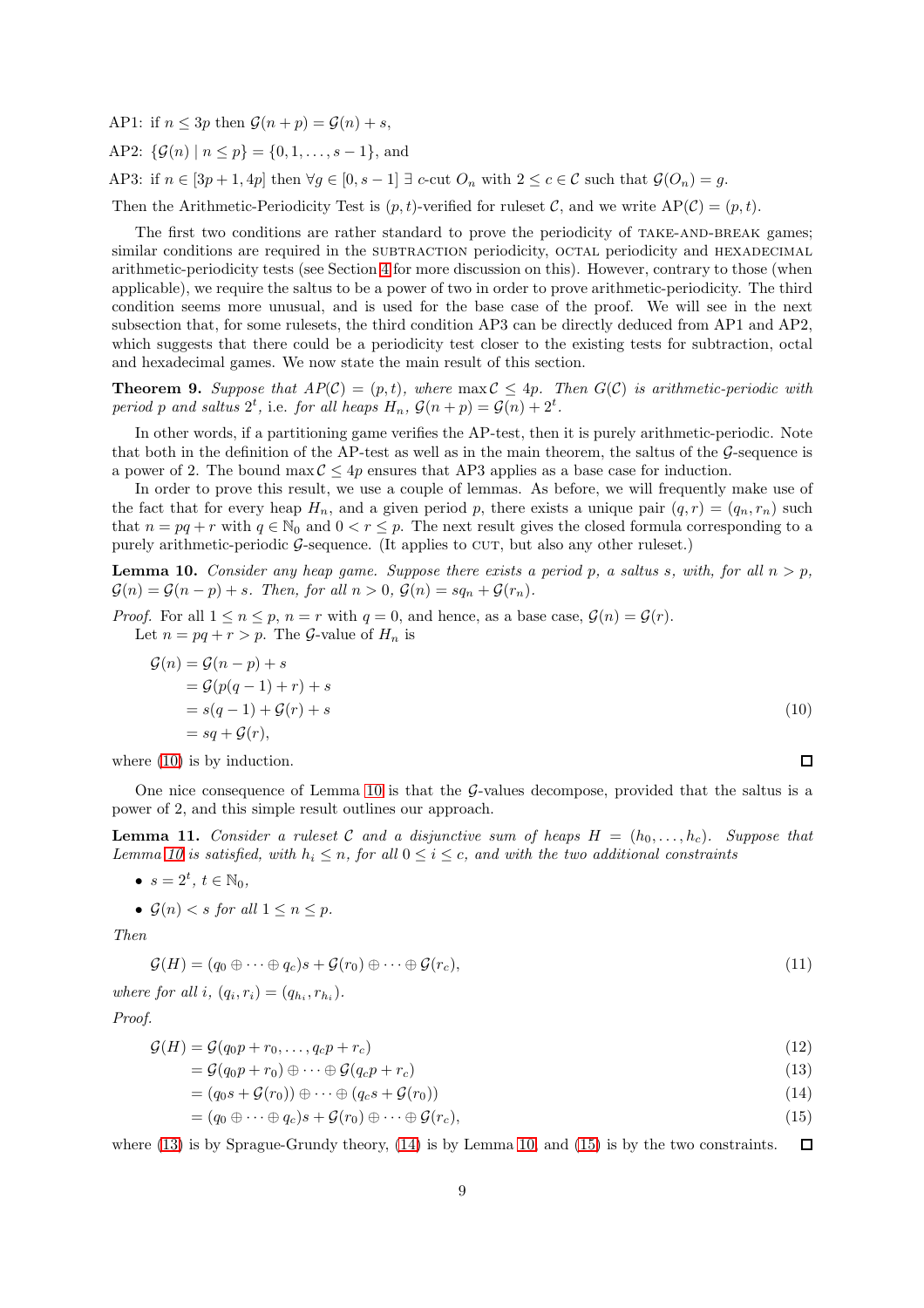AP1: if $n \le 3p$ then $\mathcal{G}(n+p) = \mathcal{G}(n) + s$,

AP2: $\{\mathcal{G}(n) \mid n \le p\} = \{0, 1, \ldots, s-1\}$, and

AP3: if $n \in [3p+1, 4p]$ then $\forall g \in [0, s-1]$ $\exists$ $c$-cut $O_n$ with $2 \le c \in \mathcal{C}$ such that $\mathcal{G}(O_n) = g$.

Then the Arithmetic-Periodicity Test is $(p,t)$-verified for ruleset $\mathcal{C}$, and we write $\mathrm{AP}(\mathcal{C}) = (p,t)$.

The first two conditions are rather standard to prove the periodicity of TAKE-AND-BREAK games; similar conditions are required in the SUBTRACTION periodicity, OCTAL periodicity and HEXADECIMAL arithmetic-periodicity tests (see Section 4 for more discussion on this). However, contrary to those (when applicable), we require the saltus to be a power of two in order to prove arithmetic-periodicity. The third condition seems more unusual, and is used for the base case of the proof. We will see in the next subsection that, for some rulesets, the third condition AP3 can be directly deduced from AP1 and AP2, which suggests that there could be a periodicity test closer to the existing tests for subtraction, octal and hexadecimal games. We now state the main result of this section.

**Theorem 9.** *Suppose that $AP(\mathcal{C}) = (p,t)$, where $\max \mathcal{C} \le 4p$. Then $G(\mathcal{C})$ is arithmetic-periodic with period $p$ and saltus $2^t$, i.e. for all heaps $H_n$, $\mathcal{G}(n+p) = \mathcal{G}(n) + 2^t$.*

In other words, if a partitioning game verifies the AP-test, then it is purely arithmetic-periodic. Note that both in the definition of the AP-test as well as in the main theorem, the saltus of the $\mathcal{G}$-sequence is a power of 2. The bound $\max \mathcal{C} \le 4p$ ensures that AP3 applies as a base case for induction.

In order to prove this result, we use a couple of lemmas. As before, we will frequently make use of the fact that for every heap $H_n$, and a given period $p$, there exists a unique pair $(q,r) = (q_n, r_n)$ such that $n = pq + r$ with $q \in \mathbb{N}_0$ and $0 < r \le p$. The next result gives the closed formula corresponding to a purely arithmetic-periodic $\mathcal{G}$-sequence. (It applies to CUT, but also any other ruleset.)

**Lemma 10.** *Consider any heap game. Suppose there exists a period $p$, a saltus $s$, with, for all $n > p$, $\mathcal{G}(n) = \mathcal{G}(n-p) + s$. Then, for all $n > 0$, $\mathcal{G}(n) = sq_n + \mathcal{G}(r_n)$.*

*Proof.* For all $1 \le n \le p$, $n = r$ with $q = 0$, and hence, as a base case, $\mathcal{G}(n) = \mathcal{G}(r)$.
Let $n = pq + r > p$. The $\mathcal{G}$-value of $H_n$ is

$$\begin{aligned}
\mathcal{G}(n) &= \mathcal{G}(n-p) + s \\
&= \mathcal{G}(p(q-1)+r) + s \\
&= s(q-1) + \mathcal{G}(r) + s \qquad (10)\\
&= sq + \mathcal{G}(r),
\end{aligned}$$

where (10) is by induction. $\square$

One nice consequence of Lemma 10 is that the $\mathcal{G}$-values decompose, provided that the saltus is a power of 2, and this simple result outlines our approach.

**Lemma 11.** *Consider a ruleset $\mathcal{C}$ and a disjunctive sum of heaps $H = (h_0, \ldots, h_c)$. Suppose that Lemma 10 is satisfied, with $h_i \le n$, for all $0 \le i \le c$, and with the two additional constraints*

- *$s = 2^t$, $t \in \mathbb{N}_0$,*
- *$\mathcal{G}(n) < s$ for all $1 \le n \le p$.*

*Then*

$$\mathcal{G}(H) = (q_0 \oplus \cdots \oplus q_c)s + \mathcal{G}(r_0) \oplus \cdots \oplus \mathcal{G}(r_c), \qquad (11)$$

*where for all $i$, $(q_i, r_i) = (q_{h_i}, r_{h_i})$.*

*Proof.*

$$\begin{aligned}
\mathcal{G}(H) &= \mathcal{G}(q_0 p + r_0, \ldots, q_c p + r_c) \qquad (12)\\
&= \mathcal{G}(q_0 p + r_0) \oplus \cdots \oplus \mathcal{G}(q_c p + r_c) \qquad (13)\\
&= (q_0 s + \mathcal{G}(r_0)) \oplus \cdots \oplus (q_c s + \mathcal{G}(r_0)) \qquad (14)\\
&= (q_0 \oplus \cdots \oplus q_c)s + \mathcal{G}(r_0) \oplus \cdots \oplus \mathcal{G}(r_c), \qquad (15)
\end{aligned}$$

where (13) is by Sprague-Grundy theory, (14) is by Lemma 10, and (15) is by the two constraints. $\square$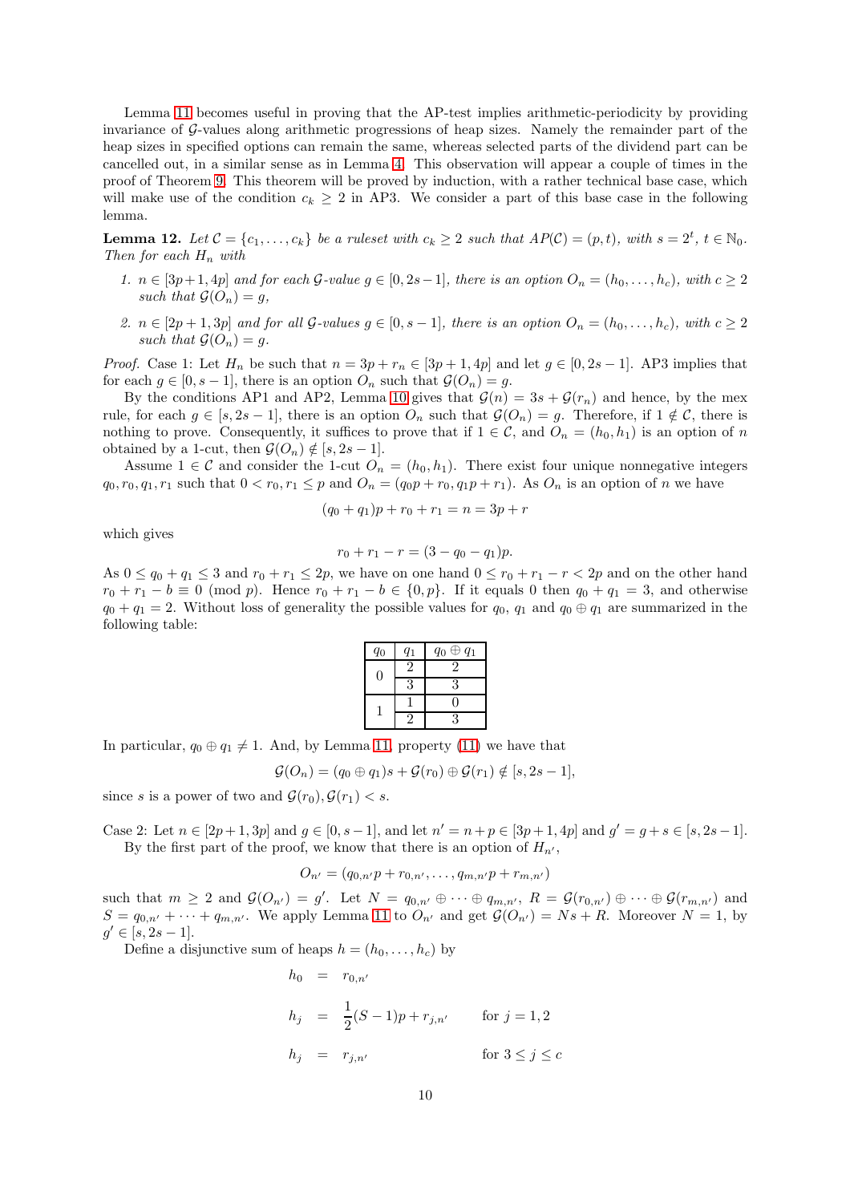Lemma 11 becomes useful in proving that the AP-test implies arithmetic-periodicity by providing invariance of $\mathcal{G}$-values along arithmetic progressions of heap sizes. Namely the remainder part of the heap sizes in specified options can remain the same, whereas selected parts of the dividend part can be cancelled out, in a similar sense as in Lemma 4. This observation will appear a couple of times in the proof of Theorem 9. This theorem will be proved by induction, with a rather technical base case, which will make use of the condition $c_k \geq 2$ in AP3. We consider a part of this base case in the following lemma.

**Lemma 12.** *Let $\mathcal{C} = \{c_1, \dots, c_k\}$ be a ruleset with $c_k \geq 2$ such that $AP(\mathcal{C}) = (p, t)$, with $s = 2^t$, $t \in \mathbb{N}_0$. Then for each $H_n$ with*

1. *$n \in [3p+1, 4p]$ and for each $\mathcal{G}$-value $g \in [0, 2s-1]$, there is an option $O_n = (h_0, \dots, h_c)$, with $c \geq 2$ such that $\mathcal{G}(O_n) = g$,*
2. *$n \in [2p+1, 3p]$ and for all $\mathcal{G}$-values $g \in [0, s-1]$, there is an option $O_n = (h_0, \dots, h_c)$, with $c \geq 2$ such that $\mathcal{G}(O_n) = g$.*

*Proof.* Case 1: Let $H_n$ be such that $n = 3p + r_n \in [3p+1, 4p]$ and let $g \in [0, s-1]$. AP3 implies that for each $g \in [0, s-1]$, there is an option $O_n$ such that $\mathcal{G}(O_n) = g$.

By the conditions AP1 and AP2, Lemma 10 gives that $\mathcal{G}(n) = 3s + \mathcal{G}(r_n)$ and hence, by the mex rule, for each $g \in [s, 2s-1]$, there is an option $O_n$ such that $\mathcal{G}(O_n) = g$. Therefore, if $1 \notin \mathcal{C}$, there is nothing to prove. Consequently, it suffices to prove that if $1 \in \mathcal{C}$, and $O_n = (h_0, h_1)$ is an option of $n$ obtained by a 1-cut, then $\mathcal{G}(O_n) \notin [s, 2s-1]$.

Assume $1 \in \mathcal{C}$ and consider the 1-cut $O_n = (h_0, h_1)$. There exist four unique nonnegative integers $q_0, r_0, q_1, r_1$ such that $0 < r_0, r_1 \leq p$ and $O_n = (q_0 p + r_0, q_1 p + r_1)$. As $O_n$ is an option of $n$ we have

$$(q_0 + q_1)p + r_0 + r_1 = n = 3p + r$$

which gives

$$r_0 + r_1 - r = (3 - q_0 - q_1)p.$$

As $0 \leq q_0 + q_1 \leq 3$ and $r_0 + r_1 \leq 2p$, we have on one hand $0 \leq r_0 + r_1 - r < 2p$ and on the other hand $r_0 + r_1 - b \equiv 0 \pmod{p}$. Hence $r_0 + r_1 - b \in \{0, p\}$. If it equals 0 then $q_0 + q_1 = 3$, and otherwise $q_0 + q_1 = 2$. Without loss of generality the possible values for $q_0$, $q_1$ and $q_0 \oplus q_1$ are summarized in the following table:

| $q_0$ | $q_1$ | $q_0 \oplus q_1$ |
|---|---|---|
| 0 | 2 | 2 |
| | 3 | 3 |
| 1 | 1 | 0 |
| | 2 | 3 |

In particular, $q_0 \oplus q_1 \neq 1$. And, by Lemma 11, property (11) we have that

$$\mathcal{G}(O_n) = (q_0 \oplus q_1)s + \mathcal{G}(r_0) \oplus \mathcal{G}(r_1) \notin [s, 2s-1],$$

since $s$ is a power of two and $\mathcal{G}(r_0), \mathcal{G}(r_1) < s$.

Case 2: Let $n \in [2p+1, 3p]$ and $g \in [0, s-1]$, and let $n' = n + p \in [3p+1, 4p]$ and $g' = g + s \in [s, 2s-1]$.

By the first part of the proof, we know that there is an option of $H_{n'}$,

$$O_{n'} = (q_{0,n'}p + r_{0,n'}, \dots, q_{m,n'}p + r_{m,n'})$$

such that $m \geq 2$ and $\mathcal{G}(O_{n'}) = g'$. Let $N = q_{0,n'} \oplus \cdots \oplus q_{m,n'}$, $R = \mathcal{G}(r_{0,n'}) \oplus \cdots \oplus \mathcal{G}(r_{m,n'})$ and $S = q_{0,n'} + \cdots + q_{m,n'}$. We apply Lemma 11 to $O_{n'}$ and get $\mathcal{G}(O_{n'}) = Ns + R$. Moreover $N = 1$, by $g' \in [s, 2s-1]$.

Define a disjunctive sum of heaps $h = (h_0, \dots, h_c)$ by

$$\begin{aligned}
h_0 &= r_{0,n'} \\
h_j &= \frac{1}{2}(S-1)p + r_{j,n'} \qquad \text{for } j = 1, 2 \\
h_j &= r_{j,n'} \qquad \text{for } 3 \leq j \leq c
\end{aligned}$$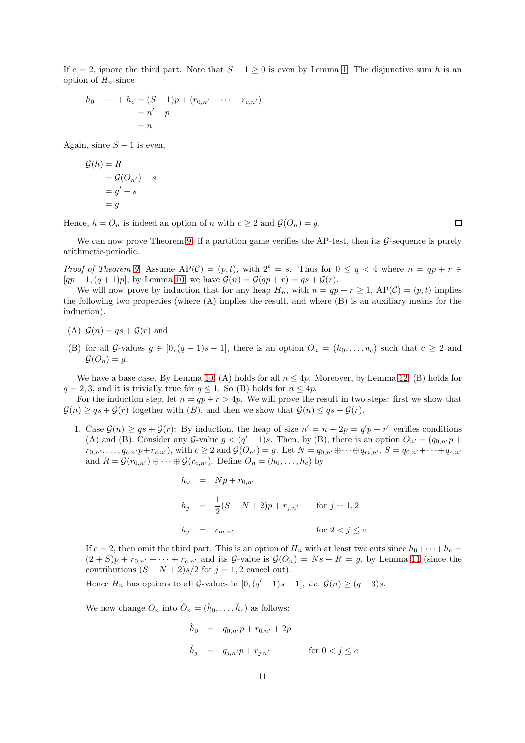If $c = 2$, ignore the third part. Note that $S - 1 \geq 0$ is even by Lemma 1. The disjunctive sum $h$ is an option of $H_n$ since

$$\begin{aligned}
h_0 + \cdots + h_c &= (S-1)p + (r_{0,n'} + \cdots + r_{c,n'}) \\
&= n' - p \\
&= n
\end{aligned}$$

Again, since $S - 1$ is even,

$$\begin{aligned}
\mathcal{G}(h) &= R \\
&= \mathcal{G}(O_{n'}) - s \\
&= g' - s \\
&= g
\end{aligned}$$

Hence, $h = O_n$ is indeed an option of $n$ with $c \geq 2$ and $\mathcal{G}(O_n) = g$. □

We can now prove Theorem 9: if a partition game verifies the AP-test, then its $\mathcal{G}$-sequence is purely arithmetic-periodic.

*Proof of Theorem 9.* Assume $\mathrm{AP}(\mathcal{C}) = (p, t)$, with $2^t = s$. Thus for $0 \leq q < 4$ where $n = qp + r \in [qp+1, (q+1)p]$, by Lemma 10, we have $\mathcal{G}(n) = \mathcal{G}(qp + r) = qs + \mathcal{G}(r)$.

We will now prove by induction that for any heap $H_n$, with $n = qp + r \geq 1$, $\mathrm{AP}(\mathcal{C}) = (p, t)$ implies the following two properties (where (A) implies the result, and where (B) is an auxiliary means for the induction).

(A) $\mathcal{G}(n) = qs + \mathcal{G}(r)$ and

(B) for all $\mathcal{G}$-values $g \in [0, (q-1)s - 1]$, there is an option $O_n = (h_0, \ldots, h_c)$ such that $c \geq 2$ and $\mathcal{G}(O_n) = g$.

We have a base case. By Lemma 10, (A) holds for all $n \leq 4p$. Moreover, by Lemma 12, (B) holds for $q = 2, 3$, and it is trivially true for $q \leq 1$. So (B) holds for $n \leq 4p$.

For the induction step, let $n = qp + r > 4p$. We will prove the result in two steps: first we show that $\mathcal{G}(n) \geq qs + \mathcal{G}(r)$ together with (B), and then we show that $\mathcal{G}(n) \leq qs + \mathcal{G}(r)$.

1. Case $\mathcal{G}(n) \geq qs + \mathcal{G}(r)$: By induction, the heap of size $n' = n - 2p = q'p + r'$ verifies conditions (A) and (B). Consider any $\mathcal{G}$-value $g < (q'-1)s$. Then, by (B), there is an option $O_{n'} = (q_{0,n'}p + r_{0,n'}, \ldots, q_{c,n'}p + r_{c,n'})$, with $c \geq 2$ and $\mathcal{G}(O_{n'}) = g$. Let $N = q_{0,n'} \oplus \cdots \oplus q_{m,n'}$, $S = q_{0,n'} + \cdots + q_{c,n'}$ and $R = \mathcal{G}(r_{0,n'}) \oplus \cdots \oplus \mathcal{G}(r_{c,n'})$. Define $O_n = (h_0, \ldots, h_c)$ by

$$\begin{aligned}
h_0 &= Np + r_{0,n'} \\
h_j &= \frac{1}{2}(S - N + 2)p + r_{j,n'} \qquad \text{for } j = 1, 2 \\
h_j &= r_{m,n'} \qquad \text{for } 2 < j \leq c
\end{aligned}$$

If $c = 2$, then omit the third part. This is an option of $H_n$ with at least two cuts since $h_0 + \cdots + h_c = (2 + S)p + r_{0,n'} + \cdots + r_{c,n'}$ and its $\mathcal{G}$-value is $\mathcal{G}(O_n) = Ns + R = g$, by Lemma 11 (since the contributions $(S - N + 2)s/2$ for $j = 1, 2$ cancel out).

Hence $H_n$ has options to all $\mathcal{G}$-values in $[0, (q'-1)s - 1]$, *i.e.* $\mathcal{G}(n) \geq (q-3)s$.

We now change $O_n$ into $\hat{O}_n = (\hat{h}_0, \ldots, \hat{h}_c)$ as follows:

$$\begin{aligned}
\hat{h}_0 &= q_{0,n'}p + r_{0,n'} + 2p \\
\hat{h}_j &= q_{j,n'}p + r_{j,n'} \qquad \text{for } 0 < j \leq c
\end{aligned}$$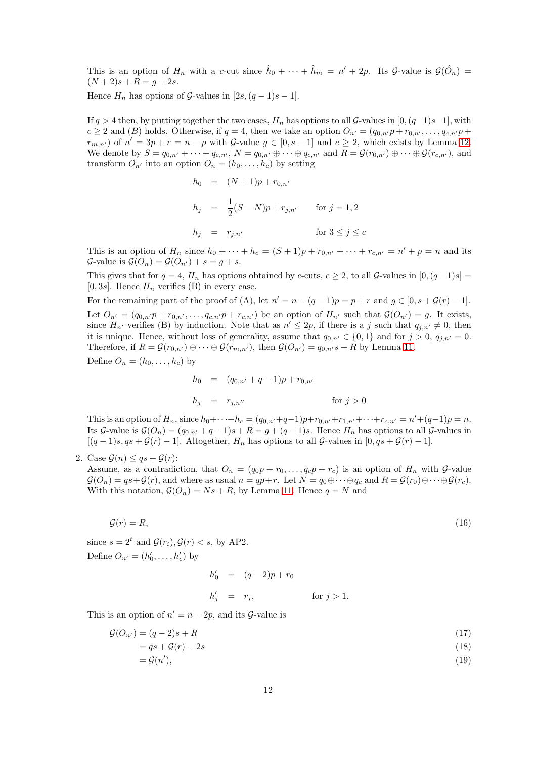This is an option of $H_n$ with a $c$-cut since $\hat{h}_0 + \cdots + \hat{h}_m = n' + 2p$. Its $\mathcal{G}$-value is $\mathcal{G}(\hat{O}_n) = (N+2)s + R = g + 2s$.

Hence $H_n$ has options of $\mathcal{G}$-values in $[2s, (q-1)s - 1]$.

If $q > 4$ then, by putting together the two cases, $H_n$ has options to all $\mathcal{G}$-values in $[0, (q-1)s-1]$, with $c \geq 2$ and (B) holds. Otherwise, if $q = 4$, then we take an option $O_{n'} = (q_{0,n'}p + r_{0,n'}, \ldots, q_{c,n'}p + r_{m,n'})$ of $n' = 3p + r = n - p$ with $\mathcal{G}$-value $g \in [0, s-1]$ and $c \geq 2$, which exists by Lemma 12. We denote by $S = q_{0,n'} + \cdots + q_{c,n'}$, $N = q_{0,n'} \oplus \cdots \oplus q_{c,n'}$ and $R = \mathcal{G}(r_{0,n'}) \oplus \cdots \oplus \mathcal{G}(r_{c,n'})$, and transform $O_{n'}$ into an option $O_n = (h_0, \ldots, h_c)$ by setting

$$
\begin{aligned}
h_0 &= (N+1)p + r_{0,n'} \\
h_j &= \frac{1}{2}(S-N)p + r_{j,n'} \qquad \text{for } j = 1, 2 \\
h_j &= r_{j,n'} \qquad \text{for } 3 \leq j \leq c
\end{aligned}
$$

This is an option of $H_n$ since $h_0 + \cdots + h_c = (S+1)p + r_{0,n'} + \cdots + r_{c,n'} = n' + p = n$ and its $\mathcal{G}$-value is $\mathcal{G}(O_n) = \mathcal{G}(O_{n'}) + s = g + s$.

This gives that for $q = 4$, $H_n$ has options obtained by $c$-cuts, $c \geq 2$, to all $\mathcal{G}$-values in $[0, (q-1)s] = [0, 3s]$. Hence $H_n$ verifies (B) in every case.

For the remaining part of the proof of (A), let $n' = n - (q-1)p = p + r$ and $g \in [0, s + \mathcal{G}(r) - 1]$.

Let $O_{n'} = (q_{0,n'}p + r_{0,n'}, \ldots, q_{c,n'}p + r_{c,n'})$ be an option of $H_{n'}$ such that $\mathcal{G}(O_{n'}) = g$. It exists, since $H_{n'}$ verifies (B) by induction. Note that as $n' \leq 2p$, if there is a $j$ such that $q_{j,n'} \neq 0$, then it is unique. Hence, without loss of generality, assume that $q_{0,n'} \in \{0, 1\}$ and for $j > 0$, $q_{j,n'} = 0$. Therefore, if $R = \mathcal{G}(r_{0,n'}) \oplus \cdots \oplus \mathcal{G}(r_{m,n'})$, then $\mathcal{G}(O_{n'}) = q_{0,n'}s + R$ by Lemma 11.

Define $O_n = (h_0, \ldots, h_c)$ by

$$
\begin{aligned}
h_0 &= (q_{0,n'} + q - 1)p + r_{0,n'} \\
h_j &= r_{j,n''} \qquad \text{for } j > 0
\end{aligned}
$$

This is an option of $H_n$, since $h_0 + \cdots + h_c = (q_{0,n'} + q - 1)p + r_{0,n'} + r_{1,n'} + \cdots + r_{c,n'} = n' + (q-1)p = n$. Its $\mathcal{G}$-value is $\mathcal{G}(O_n) = (q_{0,n'} + q - 1)s + R = g + (q-1)s$. Hence $H_n$ has options to all $\mathcal{G}$-values in $[(q-1)s, qs + \mathcal{G}(r) - 1]$. Altogether, $H_n$ has options to all $\mathcal{G}$-values in $[0, qs + \mathcal{G}(r) - 1]$.

2. Case $\mathcal{G}(n) \leq qs + \mathcal{G}(r)$:
Assume, as a contradiction, that $O_n = (q_0 p + r_0, \ldots, q_c p + r_c)$ is an option of $H_n$ with $\mathcal{G}$-value $\mathcal{G}(O_n) = qs + \mathcal{G}(r)$, and where as usual $n = qp + r$. Let $N = q_0 \oplus \cdots \oplus q_c$ and $R = \mathcal{G}(r_0) \oplus \cdots \oplus \mathcal{G}(r_c)$. With this notation, $\mathcal{G}(O_n) = Ns + R$, by Lemma 11. Hence $q = N$ and

$$
\mathcal{G}(r) = R, \tag{16}
$$

since $s = 2^t$ and $\mathcal{G}(r_i), \mathcal{G}(r) < s$, by AP2.

Define $O_{n'} = (h'_0, \ldots, h'_c)$ by

$$
\begin{aligned}
h'_0 &= (q-2)p + r_0 \\
h'_j &= r_j, \qquad \text{for } j > 1.
\end{aligned}
$$

This is an option of $n' = n - 2p$, and its $\mathcal{G}$-value is

$$
\begin{aligned}
\mathcal{G}(O_{n'}) &= (q-2)s + R & (17) \\
&= qs + \mathcal{G}(r) - 2s & (18) \\
&= \mathcal{G}(n'), & (19)
\end{aligned}
$$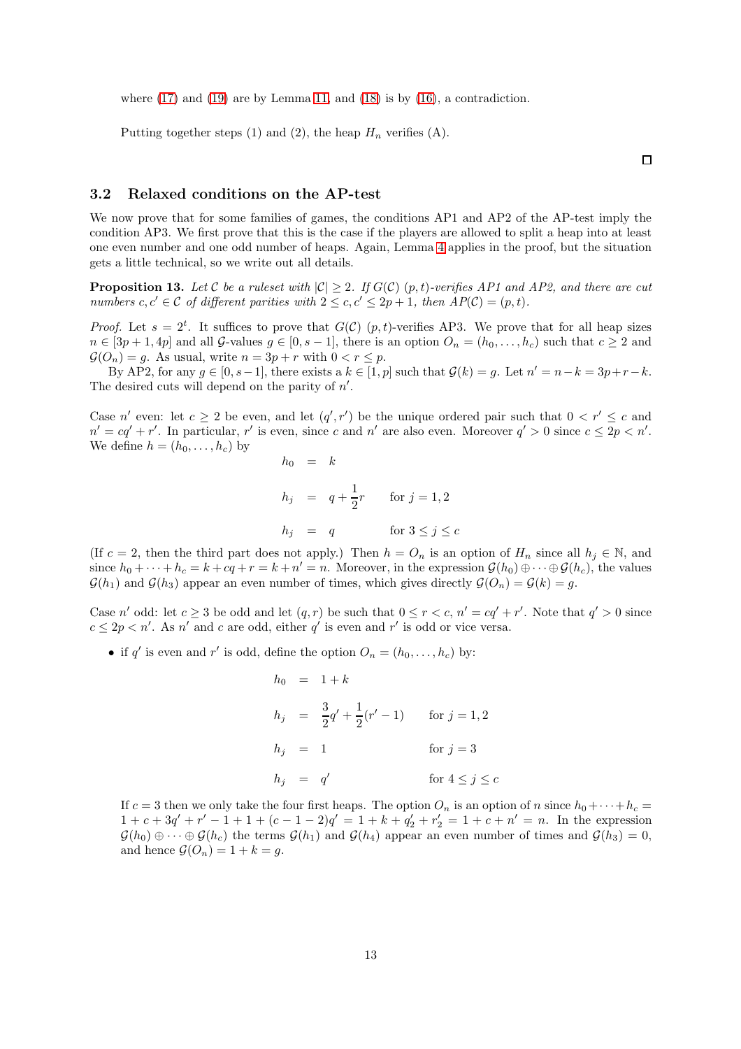where (17) and (19) are by Lemma 11, and (18) is by (16), a contradiction.

Putting together steps (1) and (2), the heap $H_n$ verifies (A).

□

### 3.2 Relaxed conditions on the AP-test

We now prove that for some families of games, the conditions AP1 and AP2 of the AP-test imply the condition AP3. We first prove that this is the case if the players are allowed to split a heap into at least one even number and one odd number of heaps. Again, Lemma 4 applies in the proof, but the situation gets a little technical, so we write out all details.

**Proposition 13.** *Let $\mathcal{C}$ be a ruleset with $|\mathcal{C}| \geq 2$. If $G(\mathcal{C})$ $(p,t)$-verifies AP1 and AP2, and there are cut numbers $c, c' \in \mathcal{C}$ of different parities with $2 \leq c, c' \leq 2p+1$, then $AP(\mathcal{C}) = (p,t)$.*

*Proof.* Let $s = 2^t$. It suffices to prove that $G(\mathcal{C})$ $(p,t)$-verifies AP3. We prove that for all heap sizes $n \in [3p+1, 4p]$ and all $\mathcal{G}$-values $g \in [0, s-1]$, there is an option $O_n = (h_0, \ldots, h_c)$ such that $c \geq 2$ and $\mathcal{G}(O_n) = g$. As usual, write $n = 3p + r$ with $0 < r \leq p$.

By AP2, for any $g \in [0, s-1]$, there exists a $k \in [1, p]$ such that $\mathcal{G}(k) = g$. Let $n' = n - k = 3p + r - k$. The desired cuts will depend on the parity of $n'$.

Case $n'$ even: let $c \geq 2$ be even, and let $(q', r')$ be the unique ordered pair such that $0 < r' \leq c$ and $n' = cq' + r'$. In particular, $r'$ is even, since $c$ and $n'$ are also even. Moreover $q' > 0$ since $c \leq 2p < n'$. We define $h = (h_0, \ldots, h_c)$ by

$$
\begin{aligned}
h_0 &= k \\
h_j &= q + \frac{1}{2}r \qquad \text{for } j = 1, 2 \\
h_j &= q \qquad\quad\;\; \text{for } 3 \leq j \leq c
\end{aligned}
$$

(If $c = 2$, then the third part does not apply.) Then $h = O_n$ is an option of $H_n$ since all $h_j \in \mathbb{N}$, and since $h_0 + \cdots + h_c = k + cq + r = k + n' = n$. Moreover, in the expression $\mathcal{G}(h_0) \oplus \cdots \oplus \mathcal{G}(h_c)$, the values $\mathcal{G}(h_1)$ and $\mathcal{G}(h_3)$ appear an even number of times, which gives directly $\mathcal{G}(O_n) = \mathcal{G}(k) = g$.

Case $n'$ odd: let $c \geq 3$ be odd and let $(q, r)$ be such that $0 \leq r < c$, $n' = cq' + r'$. Note that $q' > 0$ since $c \leq 2p < n'$. As $n'$ and $c$ are odd, either $q'$ is even and $r'$ is odd or vice versa.

- if $q'$ is even and $r'$ is odd, define the option $O_n = (h_0, \ldots, h_c)$ by:

$$
\begin{aligned}
h_0 &= 1 + k \\
h_j &= \frac{3}{2}q' + \frac{1}{2}(r' - 1) \qquad \text{for } j = 1, 2 \\
h_j &= 1 \qquad\qquad\qquad\qquad\; \text{for } j = 3 \\
h_j &= q' \qquad\qquad\qquad\qquad \text{for } 4 \leq j \leq c
\end{aligned}
$$

  If $c = 3$ then we only take the four first heaps. The option $O_n$ is an option of $n$ since $h_0 + \cdots + h_c = 1 + c + 3q' + r' - 1 + 1 + (c - 1 - 2)q' = 1 + k + q_2' + r_2' = 1 + c + n' = n$. In the expression $\mathcal{G}(h_0) \oplus \cdots \oplus \mathcal{G}(h_c)$ the terms $\mathcal{G}(h_1)$ and $\mathcal{G}(h_4)$ appear an even number of times and $\mathcal{G}(h_3) = 0$, and hence $\mathcal{G}(O_n) = 1 + k = g$.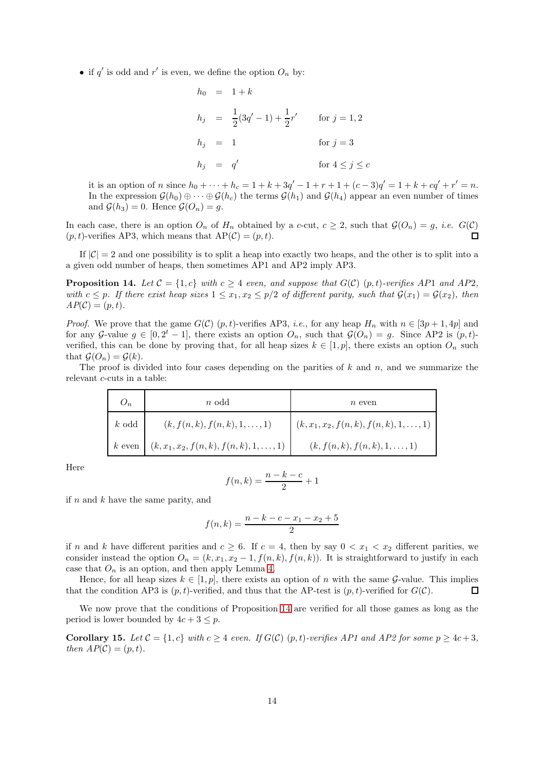- if $q'$ is odd and $r'$ is even, we define the option $O_n$ by:

$$
\begin{aligned}
h_0 &= 1 + k \\
h_j &= \frac{1}{2}(3q' - 1) + \frac{1}{2}r' \qquad \text{for } j = 1, 2 \\
h_j &= 1 \qquad \text{for } j = 3 \\
h_j &= q' \qquad \text{for } 4 \le j \le c
\end{aligned}
$$

it is an option of $n$ since $h_0 + \cdots + h_c = 1 + k + 3q' - 1 + r + 1 + (c-3)q' = 1 + k + cq' + r' = n$. In the expression $\mathcal{G}(h_0) \oplus \cdots \oplus \mathcal{G}(h_c)$ the terms $\mathcal{G}(h_1)$ and $\mathcal{G}(h_4)$ appear an even number of times and $\mathcal{G}(h_3) = 0$. Hence $\mathcal{G}(O_n) = g$.

In each case, there is an option $O_n$ of $H_n$ obtained by a $c$-cut, $c \ge 2$, such that $\mathcal{G}(O_n) = g$, *i.e.* $G(\mathcal{C})$ $(p, t)$-verifies AP3, which means that $\mathrm{AP}(\mathcal{C}) = (p, t)$. ◻

If $|\mathcal{C}| = 2$ and one possibility is to split a heap into exactly two heaps, and the other is to split into a a given odd number of heaps, then sometimes AP1 and AP2 imply AP3.

**Proposition 14.** *Let $\mathcal{C} = \{1, c\}$ with $c \ge 4$ even, and suppose that $G(\mathcal{C})$ $(p, t)$-verifies AP1 and AP2, with $c \le p$. If there exist heap sizes $1 \le x_1, x_2 \le p/2$ of different parity, such that $\mathcal{G}(x_1) = \mathcal{G}(x_2)$, then $AP(\mathcal{C}) = (p, t)$.*

*Proof.* We prove that the game $G(\mathcal{C})$ $(p, t)$-verifies AP3, *i.e.*, for any heap $H_n$ with $n \in [3p+1, 4p]$ and for any $\mathcal{G}$-value $g \in [0, 2^t - 1]$, there exists an option $O_n$, such that $\mathcal{G}(O_n) = g$. Since AP2 is $(p, t)$-verified, this can be done by proving that, for all heap sizes $k \in [1, p]$, there exists an option $O_n$ such that $\mathcal{G}(O_n) = \mathcal{G}(k)$.

The proof is divided into four cases depending on the parities of $k$ and $n$, and we summarize the relevant $c$-cuts in a table:

| $O_n$ | $n$ odd | $n$ even |
|---|---|---|
| $k$ odd | $(k, f(n,k), f(n,k), 1, \ldots, 1)$ | $(k, x_1, x_2, f(n,k), f(n,k), 1, \ldots, 1)$ |
| $k$ even | $(k, x_1, x_2, f(n,k), f(n,k), 1, \ldots, 1)$ | $(k, f(n,k), f(n,k), 1, \ldots, 1)$ |

Here

$$f(n,k) = \frac{n - k - c}{2} + 1$$

if $n$ and $k$ have the same parity, and

$$f(n,k) = \frac{n - k - c - x_1 - x_2 + 5}{2}$$

if $n$ and $k$ have different parities and $c \ge 6$. If $c = 4$, then by say $0 < x_1 < x_2$ different parities, we consider instead the option $O_n = (k, x_1, x_2 - 1, f(n,k), f(n,k))$. It is straightforward to justify in each case that $O_n$ is an option, and then apply Lemma 4.

Hence, for all heap sizes $k \in [1, p]$, there exists an option of $n$ with the same $\mathcal{G}$-value. This implies that the condition AP3 is $(p, t)$-verified, and thus that the AP-test is $(p, t)$-verified for $G(\mathcal{C})$. ◻

We now prove that the conditions of Proposition 14 are verified for all those games as long as the period is lower bounded by $4c + 3 \le p$.

**Corollary 15.** *Let $\mathcal{C} = \{1, c\}$ with $c \ge 4$ even. If $G(\mathcal{C})$ $(p, t)$-verifies AP1 and AP2 for some $p \ge 4c + 3$, then $AP(\mathcal{C}) = (p, t)$.*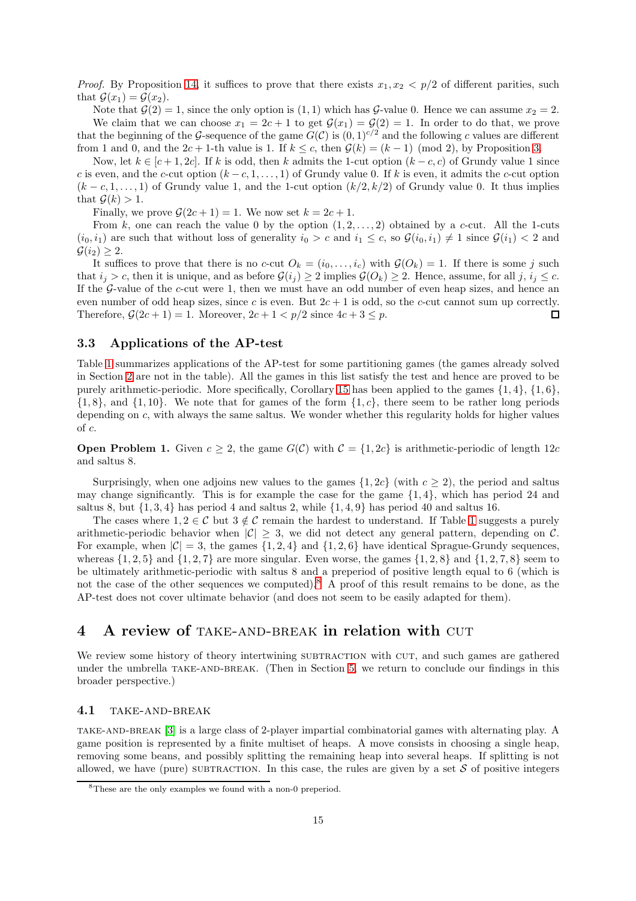*Proof.* By Proposition 14, it suffices to prove that there exists $x_1, x_2 < p/2$ of different parities, such that $\mathcal{G}(x_1) = \mathcal{G}(x_2)$.

Note that $\mathcal{G}(2) = 1$, since the only option is $(1,1)$ which has $\mathcal{G}$-value 0. Hence we can assume $x_2 = 2$.

We claim that we can choose $x_1 = 2c+1$ to get $\mathcal{G}(x_1) = \mathcal{G}(2) = 1$. In order to do that, we prove that the beginning of the $\mathcal{G}$-sequence of the game $G(\mathcal{C})$ is $(0,1)^{c/2}$ and the following $c$ values are different from 1 and 0, and the $2c+1$-th value is 1. If $k \leq c$, then $\mathcal{G}(k) = (k-1) \pmod 2$, by Proposition 3.

Now, let $k \in [c+1, 2c]$. If $k$ is odd, then $k$ admits the 1-cut option $(k-c, c)$ of Grundy value 1 since $c$ is even, and the $c$-cut option $(k-c, 1, \ldots, 1)$ of Grundy value 0. If $k$ is even, it admits the $c$-cut option $(k-c, 1, \ldots, 1)$ of Grundy value 1, and the 1-cut option $(k/2, k/2)$ of Grundy value 0. It thus implies that $\mathcal{G}(k) > 1$.

Finally, we prove $\mathcal{G}(2c+1) = 1$. We now set $k = 2c+1$.

From $k$, one can reach the value 0 by the option $(1, 2, \ldots, 2)$ obtained by a $c$-cut. All the 1-cuts $(i_0, i_1)$ are such that without loss of generality $i_0 > c$ and $i_1 \leq c$, so $\mathcal{G}(i_0, i_1) \neq 1$ since $\mathcal{G}(i_1) < 2$ and $\mathcal{G}(i_2) \geq 2$.

It suffices to prove that there is no $c$-cut $O_k = (i_0, \ldots, i_c)$ with $\mathcal{G}(O_k) = 1$. If there is some $j$ such that $i_j > c$, then it is unique, and as before $\mathcal{G}(i_j) \geq 2$ implies $\mathcal{G}(O_k) \geq 2$. Hence, assume, for all $j$, $i_j \leq c$. If the $\mathcal{G}$-value of the $c$-cut were 1, then we must have an odd number of even heap sizes, and hence an even number of odd heap sizes, since $c$ is even. But $2c+1$ is odd, so the $c$-cut cannot sum up correctly. Therefore, $\mathcal{G}(2c+1) = 1$. Moreover, $2c+1 < p/2$ since $4c+3 \leq p$. ◻

### 3.3 Applications of the AP-test

Table 1 summarizes applications of the AP-test for some partitioning games (the games already solved in Section 2 are not in the table). All the games in this list satisfy the test and hence are proved to be purely arithmetic-periodic. More specifically, Corollary 15 has been applied to the games $\{1,4\}$, $\{1,6\}$, $\{1,8\}$, and $\{1,10\}$. We note that for games of the form $\{1,c\}$, there seem to be rather long periods depending on $c$, with always the same saltus. We wonder whether this regularity holds for higher values of $c$.

**Open Problem 1.** Given $c \geq 2$, the game $G(\mathcal{C})$ with $\mathcal{C} = \{1, 2c\}$ is arithmetic-periodic of length $12c$ and saltus 8.

Surprisingly, when one adjoins new values to the games $\{1, 2c\}$ (with $c \geq 2$), the period and saltus may change significantly. This is for example the case for the game $\{1,4\}$, which has period 24 and saltus 8, but $\{1,3,4\}$ has period 4 and saltus 2, while $\{1,4,9\}$ has period 40 and saltus 16.

The cases where $1, 2 \in \mathcal{C}$ but $3 \notin \mathcal{C}$ remain the hardest to understand. If Table 1 suggests a purely arithmetic-periodic behavior when $|\mathcal{C}| \geq 3$, we did not detect any general pattern, depending on $\mathcal{C}$. For example, when $|\mathcal{C}| = 3$, the games $\{1,2,4\}$ and $\{1,2,6\}$ have identical Sprague-Grundy sequences, whereas $\{1,2,5\}$ and $\{1,2,7\}$ are more singular. Even worse, the games $\{1,2,8\}$ and $\{1,2,7,8\}$ seem to be ultimately arithmetic-periodic with saltus 8 and a preperiod of positive length equal to 6 (which is not the case of the other sequences we computed).[8] A proof of this result remains to be done, as the AP-test does not cover ultimate behavior (and does not seem to be easily adapted for them).

## 4 A review of TAKE-AND-BREAK in relation with CUT

We review some history of theory intertwining SUBTRACTION with CUT, and such games are gathered under the umbrella TAKE-AND-BREAK. (Then in Section 5, we return to conclude our findings in this broader perspective.)

### 4.1 TAKE-AND-BREAK

TAKE-AND-BREAK [3] is a large class of 2-player impartial combinatorial games with alternating play. A game position is represented by a finite multiset of heaps. A move consists in choosing a single heap, removing some beans, and possibly splitting the remaining heap into several heaps. If splitting is not allowed, we have (pure) SUBTRACTION. In this case, the rules are given by a set $\mathcal{S}$ of positive integers

[8] These are the only examples we found with a non-0 preperiod.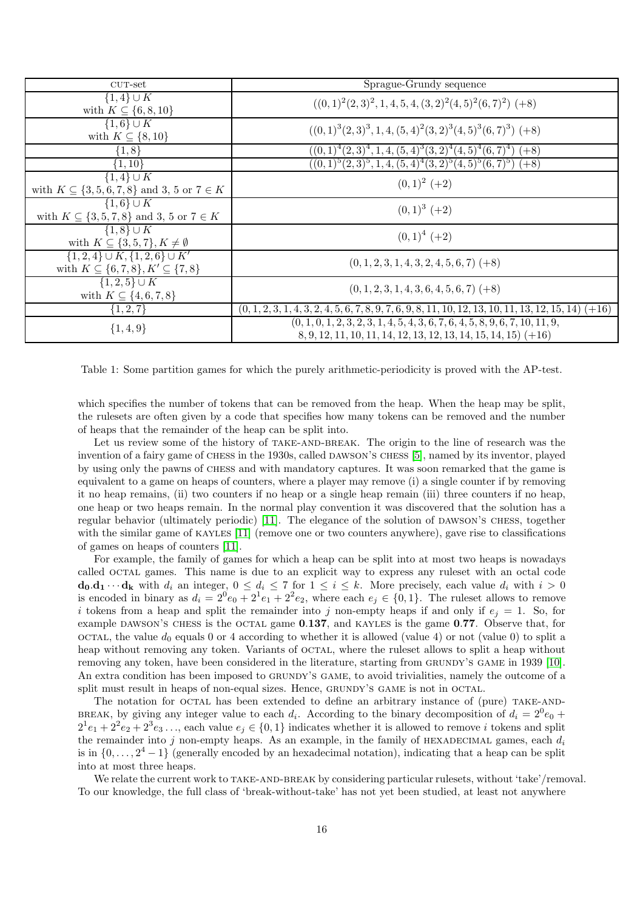| CUT-set | Sprague-Grundy sequence |
|---|---|
| $\{1,4\} \cup K$ with $K \subseteq \{6,8,10\}$ | $((0,1)^2(2,3)^2, 1, 4, 5, 4, (3,2)^2(4,5)^2(6,7)^2)$ $(+8)$ |
| $\{1,6\} \cup K$ with $K \subseteq \{8,10\}$ | $((0,1)^3(2,3)^3, 1, 4, (5,4)^2(3,2)^3(4,5)^3(6,7)^3)$ $(+8)$ |
| $\{1,8\}$ | $((0,1)^4(2,3)^4, 1, 4, (5,4)^3(3,2)^4(4,5)^4(6,7)^4)$ $(+8)$ |
| $\{1,10\}$ | $((0,1)^5(2,3)^5, 1, 4, (5,4)^4(3,2)^5(4,5)^5(6,7)^5)$ $(+8)$ |
| $\{1,4\} \cup K$ with $K \subseteq \{3,5,6,7,8\}$ and 3, 5 or $7 \in K$ | $(0,1)^2$ $(+2)$ |
| $\{1,6\} \cup K$ with $K \subseteq \{3,5,7,8\}$ and 3, 5 or $7 \in K$ | $(0,1)^3$ $(+2)$ |
| $\{1,8\} \cup K$ with $K \subseteq \{3,5,7\}, K \neq \emptyset$ | $(0,1)^4$ $(+2)$ |
| $\{1,2,4\} \cup K, \{1,2,6\} \cup K'$ with $K \subseteq \{6,7,8\}, K' \subseteq \{7,8\}$ | $(0,1,2,3,1,4,3,2,4,5,6,7)$ $(+8)$ |
| $\{1,2,5\} \cup K$ with $K \subseteq \{4,6,7,8\}$ | $(0,1,2,3,1,4,3,6,4,5,6,7)$ $(+8)$ |
| $\{1,2,7\}$ | $(0,1,2,3,1,4,3,2,4,5,6,7,8,9,7,6,9,8,11,10,12,13,10,11,13,12,15,14)$ $(+16)$ |
| $\{1,4,9\}$ | $(0,1,0,1,2,3,2,3,1,4,5,4,3,6,7,6,4,5,8,9,6,7,10,11,9,$ $8,9,12,11,10,11,14,12,13,12,13,14,15,14,15)$ $(+16)$ |

Table 1: Some partition games for which the purely arithmetic-periodicity is proved with the AP-test.

which specifies the number of tokens that can be removed from the heap. When the heap may be split, the rulesets are often given by a code that specifies how many tokens can be removed and the number of heaps that the remainder of the heap can be split into.

Let us review some of the history of TAKE-AND-BREAK. The origin to the line of research was the invention of a fairy game of CHESS in the 1930s, called DAWSON'S CHESS [5], named by its inventor, played by using only the pawns of CHESS and with mandatory captures. It was soon remarked that the game is equivalent to a game on heaps of counters, where a player may remove (i) a single counter if by removing it no heap remains, (ii) two counters if no heap or a single heap remain (iii) three counters if no heap, one heap or two heaps remain. In the normal play convention it was discovered that the solution has a regular behavior (ultimately periodic) [11]. The elegance of the solution of DAWSON'S CHESS, together with the similar game of KAYLES [11] (remove one or two counters anywhere), gave rise to classifications of games on heaps of counters [11].

For example, the family of games for which a heap can be split into at most two heaps is nowadays called OCTAL games. This name is due to an explicit way to express any ruleset with an octal code $\mathbf{d_0.d_1 \cdots d_k}$ with $d_i$ an integer, $0 \leq d_i \leq 7$ for $1 \leq i \leq k$. More precisely, each value $d_i$ with $i > 0$ is encoded in binary as $d_i = 2^0 e_0 + 2^1 e_1 + 2^2 e_2$, where each $e_j \in \{0,1\}$. The ruleset allows to remove $i$ tokens from a heap and split the remainder into $j$ non-empty heaps if and only if $e_j = 1$. So, for example DAWSON'S CHESS is the OCTAL game **0.137**, and KAYLES is the game **0.77**. Observe that, for OCTAL, the value $d_0$ equals 0 or 4 according to whether it is allowed (value 4) or not (value 0) to split a heap without removing any token. Variants of OCTAL, where the ruleset allows to split a heap without removing any token, have been considered in the literature, starting from GRUNDY'S GAME in 1939 [10]. An extra condition has been imposed to GRUNDY'S GAME, to avoid trivialities, namely the outcome of a split must result in heaps of non-equal sizes. Hence, GRUNDY'S GAME is not in OCTAL.

The notation for OCTAL has been extended to define an arbitrary instance of (pure) TAKE-AND-BREAK, by giving any integer value to each $d_i$. According to the binary decomposition of $d_i = 2^0 e_0 + 2^1 e_1 + 2^2 e_2 + 2^3 e_3 \ldots$, each value $e_j \in \{0,1\}$ indicates whether it is allowed to remove $i$ tokens and split the remainder into $j$ non-empty heaps. As an example, in the family of HEXADECIMAL games, each $d_i$ is in $\{0, \ldots, 2^4 - 1\}$ (generally encoded by an hexadecimal notation), indicating that a heap can be split into at most three heaps.

We relate the current work to TAKE-AND-BREAK by considering particular rulesets, without 'take'/removal. To our knowledge, the full class of 'break-without-take' has not yet been studied, at least not anywhere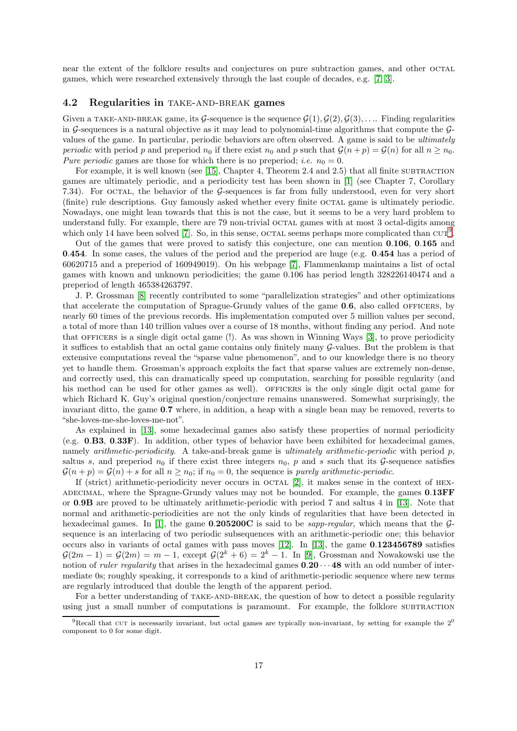near the extent of the folklore results and conjectures on pure subtraction games, and other OCTAL games, which were researched extensively through the last couple of decades, e.g. [7, 3].

### 4.2 Regularities in TAKE-AND-BREAK games

Given a TAKE-AND-BREAK game, its $\mathcal{G}$-sequence is the sequence $\mathcal{G}(1), \mathcal{G}(2), \mathcal{G}(3), \ldots$. Finding regularities in $\mathcal{G}$-sequences is a natural objective as it may lead to polynomial-time algorithms that compute the $\mathcal{G}$-values of the game. In particular, periodic behaviors are often observed. A game is said to be *ultimately periodic* with period $p$ and preperiod $n_0$ if there exist $n_0$ and $p$ such that $\mathcal{G}(n+p) = \mathcal{G}(n)$ for all $n \geq n_0$. *Pure periodic* games are those for which there is no preperiod; *i.e.* $n_0 = 0$.

For example, it is well known (see [15], Chapter 4, Theorem 2.4 and 2.5) that all finite SUBTRACTION games are ultimately periodic, and a periodicity test has been shown in [1] (see Chapter 7, Corollary 7.34). For OCTAL, the behavior of the $\mathcal{G}$-sequences is far from fully understood, even for very short (finite) rule descriptions. Guy famously asked whether every finite OCTAL game is ultimately periodic. Nowadays, one might lean towards that this is not the case, but it seems to be a very hard problem to understand fully. For example, there are 79 non-trivial OCTAL games with at most 3 octal-digits among which only 14 have been solved [7]. So, in this sense, OCTAL seems perhaps more complicated than CUT[9].

Out of the games that were proved to satisfy this conjecture, one can mention **0.106**, **0.165** and **0.454**. In some cases, the values of the period and the preperiod are huge (e.g. **0.454** has a period of 60620715 and a preperiod of 160949019). On his webpage [7], Flammenkamp maintains a list of octal games with known and unknown periodicities; the game 0.106 has period length 328226140474 and a preperiod of length 465384263797.

J. P. Grossman [8] recently contributed to some "parallelization strategies" and other optimizations that accelerate the computation of Sprague-Grundy values of the game **0.6**, also called OFFICERS, by nearly 60 times of the previous records. His implementation computed over 5 million values per second, a total of more than 140 trillion values over a course of 18 months, without finding any period. And note that OFFICERS is a single digit octal game (!). As was shown in Winning Ways [3], to prove periodicity it suffices to establish that an octal game contains only finitely many $\mathcal{G}$-values. But the problem is that extensive computations reveal the "sparse value phenomenon", and to our knowledge there is no theory yet to handle them. Grossman's approach exploits the fact that sparse values are extremely non-dense, and correctly used, this can dramatically speed up computation, searching for possible regularity (and his method can be used for other games as well). OFFICERS is the only single digit octal game for which Richard K. Guy's original question/conjecture remains unanswered. Somewhat surprisingly, the invariant ditto, the game **0.7** where, in addition, a heap with a single bean may be removed, reverts to "she-loves-me-she-loves-me-not".

As explained in [13], some hexadecimal games also satisfy these properties of normal periodicity (e.g. **0.B3**, **0.33F**). In addition, other types of behavior have been exhibited for hexadecimal games, namely *arithmetic-periodicity*. A take-and-break game is *ultimately arithmetic-periodic* with period $p$, saltus $s$, and preperiod $n_0$ if there exist three integers $n_0$, $p$ and $s$ such that its $\mathcal{G}$-sequence satisfies $\mathcal{G}(n+p) = \mathcal{G}(n) + s$ for all $n \geq n_0$; if $n_0 = 0$, the sequence is *purely arithmetic-periodic*.

If (strict) arithmetic-periodicity never occurs in OCTAL [2], it makes sense in the context of HEXADECIMAL, where the Sprague-Grundy values may not be bounded. For example, the games **0.13FF** or **0.9B** are proved to be ultimately arithmetic-periodic with period 7 and saltus 4 in [13]. Note that normal and arithmetic-periodicities are not the only kinds of regularities that have been detected in hexadecimal games. In [1], the game **0.205200C** is said to be *sapp-regular*, which means that the $\mathcal{G}$-sequence is an interlacing of two periodic subsequences with an arithmetic-periodic one; this behavior occurs also in variants of octal games with pass moves [12]. In [13], the game **0.123456789** satisfies $\mathcal{G}(2m-1) = \mathcal{G}(2m) = m-1$, except $\mathcal{G}(2^k+6) = 2^k - 1$. In [9], Grossman and Nowakowski use the notion of *ruler regularity* that arises in the hexadecimal games $\mathbf{0.20 \cdots 48}$ with an odd number of intermediate 0s; roughly speaking, it corresponds to a kind of arithmetic-periodic sequence where new terms are regularly introduced that double the length of the apparent period.

For a better understanding of TAKE-AND-BREAK, the question of how to detect a possible regularity using just a small number of computations is paramount. For example, the folklore SUBTRACTION

[9] Recall that CUT is necessarily invariant, but octal games are typically non-invariant, by setting for example the $2^0$ component to 0 for some digit.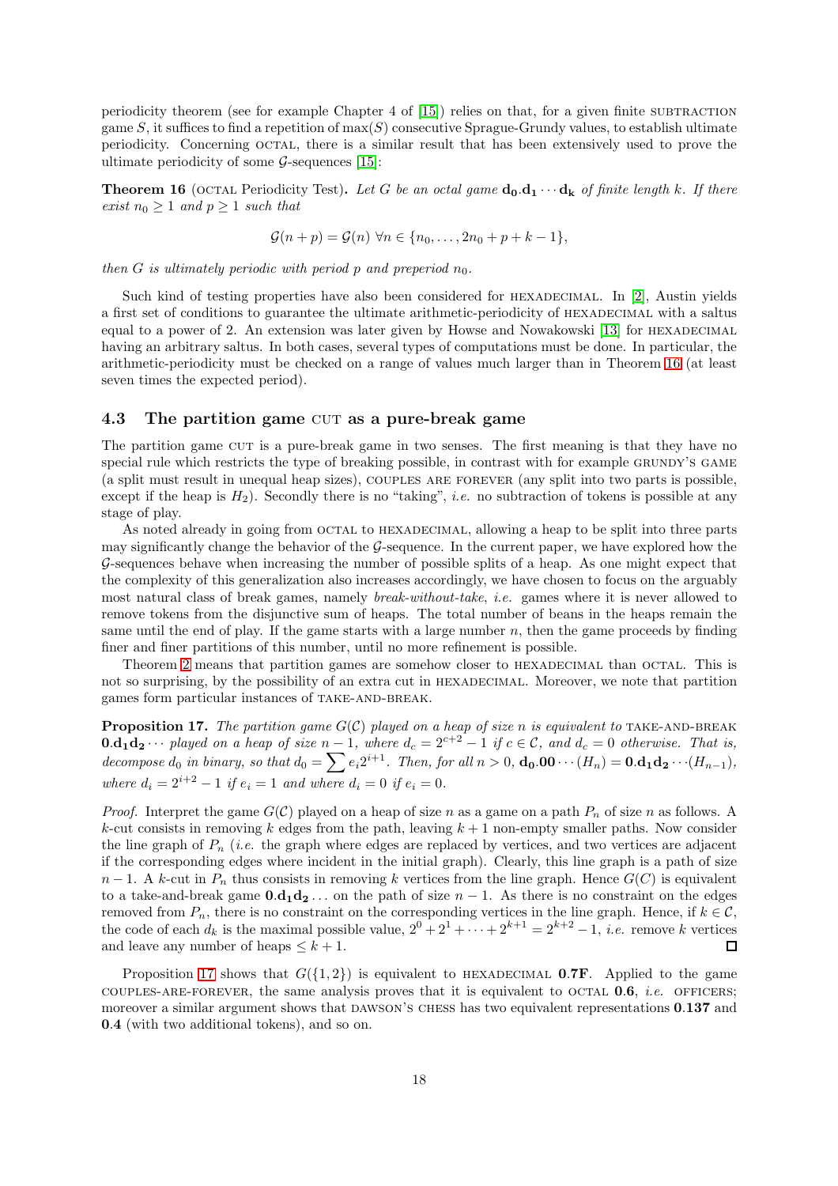periodicity theorem (see for example Chapter 4 of [15]) relies on that, for a given finite SUBTRACTION game $S$, it suffices to find a repetition of $\max(S)$ consecutive Sprague-Grundy values, to establish ultimate periodicity. Concerning OCTAL, there is a similar result that has been extensively used to prove the ultimate periodicity of some $\mathcal{G}$-sequences [15]:

**Theorem 16** (OCTAL Periodicity Test)**.** *Let $G$ be an octal game $\mathbf{d_0.d_1 \cdots d_k}$ of finite length $k$. If there exist $n_0 \geq 1$ and $p \geq 1$ such that*

$$\mathcal{G}(n+p) = \mathcal{G}(n) \ \forall n \in \{n_0, \ldots, 2n_0 + p + k - 1\},$$

*then $G$ is ultimately periodic with period $p$ and preperiod $n_0$.*

Such kind of testing properties have also been considered for HEXADECIMAL. In [2], Austin yields a first set of conditions to guarantee the ultimate arithmetic-periodicity of HEXADECIMAL with a saltus equal to a power of 2. An extension was later given by Howse and Nowakowski [13] for HEXADECIMAL having an arbitrary saltus. In both cases, several types of computations must be done. In particular, the arithmetic-periodicity must be checked on a range of values much larger than in Theorem 16 (at least seven times the expected period).

### 4.3 The partition game CUT as a pure-break game

The partition game CUT is a pure-break game in two senses. The first meaning is that they have no special rule which restricts the type of breaking possible, in contrast with for example GRUNDY'S GAME (a split must result in unequal heap sizes), COUPLES ARE FOREVER (any split into two parts is possible, except if the heap is $H_2$). Secondly there is no "taking", *i.e.* no subtraction of tokens is possible at any stage of play.

As noted already in going from OCTAL to HEXADECIMAL, allowing a heap to be split into three parts may significantly change the behavior of the $\mathcal{G}$-sequence. In the current paper, we have explored how the $\mathcal{G}$-sequences behave when increasing the number of possible splits of a heap. As one might expect that the complexity of this generalization also increases accordingly, we have chosen to focus on the arguably most natural class of break games, namely *break-without-take*, *i.e.* games where it is never allowed to remove tokens from the disjunctive sum of heaps. The total number of beans in the heaps remain the same until the end of play. If the game starts with a large number $n$, then the game proceeds by finding finer and finer partitions of this number, until no more refinement is possible.

Theorem 2 means that partition games are somehow closer to HEXADECIMAL than OCTAL. This is not so surprising, by the possibility of an extra cut in HEXADECIMAL. Moreover, we note that partition games form particular instances of TAKE-AND-BREAK.

**Proposition 17.** *The partition game $G(\mathcal{C})$ played on a heap of size $n$ is equivalent to* TAKE-AND-BREAK $\mathbf{0.d_1d_2}\cdots$ *played on a heap of size $n-1$, where $d_c = 2^{c+2}-1$ if $c \in \mathcal{C}$, and $d_c = 0$ otherwise. That is, decompose $d_0$ in binary, so that $d_0 = \sum e_i 2^{i+1}$. Then, for all $n > 0$, $\mathbf{d_0.00}\cdots(H_n) = \mathbf{0.d_1d_2}\cdots(H_{n-1})$, where $d_i = 2^{i+2}-1$ if $e_i = 1$ and where $d_i = 0$ if $e_i = 0$.*

*Proof.* Interpret the game $G(\mathcal{C})$ played on a heap of size $n$ as a game on a path $P_n$ of size $n$ as follows. A $k$-cut consists in removing $k$ edges from the path, leaving $k+1$ non-empty smaller paths. Now consider the line graph of $P_n$ (*i.e.* the graph where edges are replaced by vertices, and two vertices are adjacent if the corresponding edges where incident in the initial graph). Clearly, this line graph is a path of size $n-1$. A $k$-cut in $P_n$ thus consists in removing $k$ vertices from the line graph. Hence $G(C)$ is equivalent to a take-and-break game $\mathbf{0.d_1d_2}\ldots$ on the path of size $n-1$. As there is no constraint on the edges removed from $P_n$, there is no constraint on the corresponding vertices in the line graph. Hence, if $k \in \mathcal{C}$, the code of each $d_k$ is the maximal possible value, $2^0 + 2^1 + \cdots + 2^{k+1} = 2^{k+2}-1$, *i.e.* remove $k$ vertices and leave any number of heaps $\leq k+1$. ◻

Proposition 17 shows that $G(\{1,2\})$ is equivalent to HEXADECIMAL **0.7F**. Applied to the game COUPLES-ARE-FOREVER, the same analysis proves that it is equivalent to OCTAL **0.6**, *i.e.* OFFICERS; moreover a similar argument shows that DAWSON'S CHESS has two equivalent representations **0.137** and **0.4** (with two additional tokens), and so on.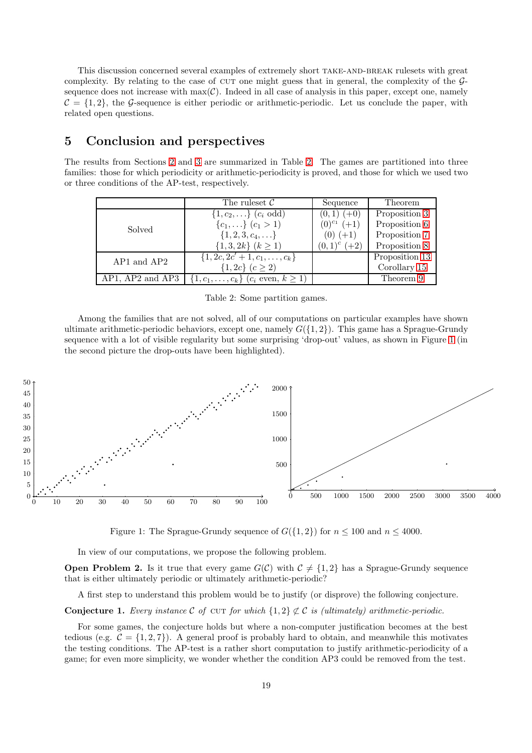This discussion concerned several examples of extremely short TAKE-AND-BREAK rulesets with great complexity. By relating to the case of CUT one might guess that in general, the complexity of the $\mathcal{G}$-sequence does not increase with $\max(\mathcal{C})$. Indeed in all case of analysis in this paper, except one, namely $\mathcal{C} = \{1, 2\}$, the $\mathcal{G}$-sequence is either periodic or arithmetic-periodic. Let us conclude the paper, with related open questions.

## 5 Conclusion and perspectives

The results from Sections 2 and 3 are summarized in Table 2. The games are partitioned into three families: those for which periodicity or arithmetic-periodicity is proved, and those for which we used two or three conditions of the AP-test, respectively.

| | The ruleset $\mathcal{C}$ | Sequence | Theorem |
|---|---|---|---|
| Solved | $\{1, c_2, \ldots\}$ ($c_i$ odd) | $(0, 1)$ $(+0)$ | Proposition 3 |
| | $\{c_1, \ldots\}$ ($c_1 > 1$) | $(0)^{c_1}$ $(+1)$ | Proposition 6 |
| | $\{1, 2, 3, c_4, \ldots\}$ | $(0)$ $(+1)$ | Proposition 7 |
| | $\{1, 3, 2k\}$ ($k \geq 1$) | $(0, 1)^c$ $(+2)$ | Proposition 8 |
| AP1 and AP2 | $\{1, 2c, 2c' + 1, c_1, \ldots, c_k\}$ | | Proposition 13 |
| | $\{1, 2c\}$ ($c \geq 2$) | | Corollary 15 |
| AP1, AP2 and AP3 | $\{1, c_1, \ldots, c_k\}$ ($c_i$ even, $k \geq 1$) | | Theorem 9 |

Table 2: Some partition games.

Among the families that are not solved, all of our computations on particular examples have shown ultimate arithmetic-periodic behaviors, except one, namely $G(\{1, 2\})$. This game has a Sprague-Grundy sequence with a lot of visible regularity but some surprising 'drop-out' values, as shown in Figure 1 (in the second picture the drop-outs have been highlighted).

Figure 1: The Sprague-Grundy sequence of $G(\{1, 2\})$ for $n \leq 100$ and $n \leq 4000$.

In view of our computations, we propose the following problem.

**Open Problem 2.** Is it true that every game $G(\mathcal{C})$ with $\mathcal{C} \neq \{1, 2\}$ has a Sprague-Grundy sequence that is either ultimately periodic or ultimately arithmetic-periodic?

A first step to understand this problem would be to justify (or disprove) the following conjecture.

**Conjecture 1.** *Every instance $\mathcal{C}$ of* CUT *for which $\{1, 2\} \not\subset \mathcal{C}$ is (ultimately) arithmetic-periodic.*

For some games, the conjecture holds but where a non-computer justification becomes at the best tedious (e.g. $\mathcal{C} = \{1, 2, 7\}$). A general proof is probably hard to obtain, and meanwhile this motivates the testing conditions. The AP-test is a rather short computation to justify arithmetic-periodicity of a game; for even more simplicity, we wonder whether the condition AP3 could be removed from the test.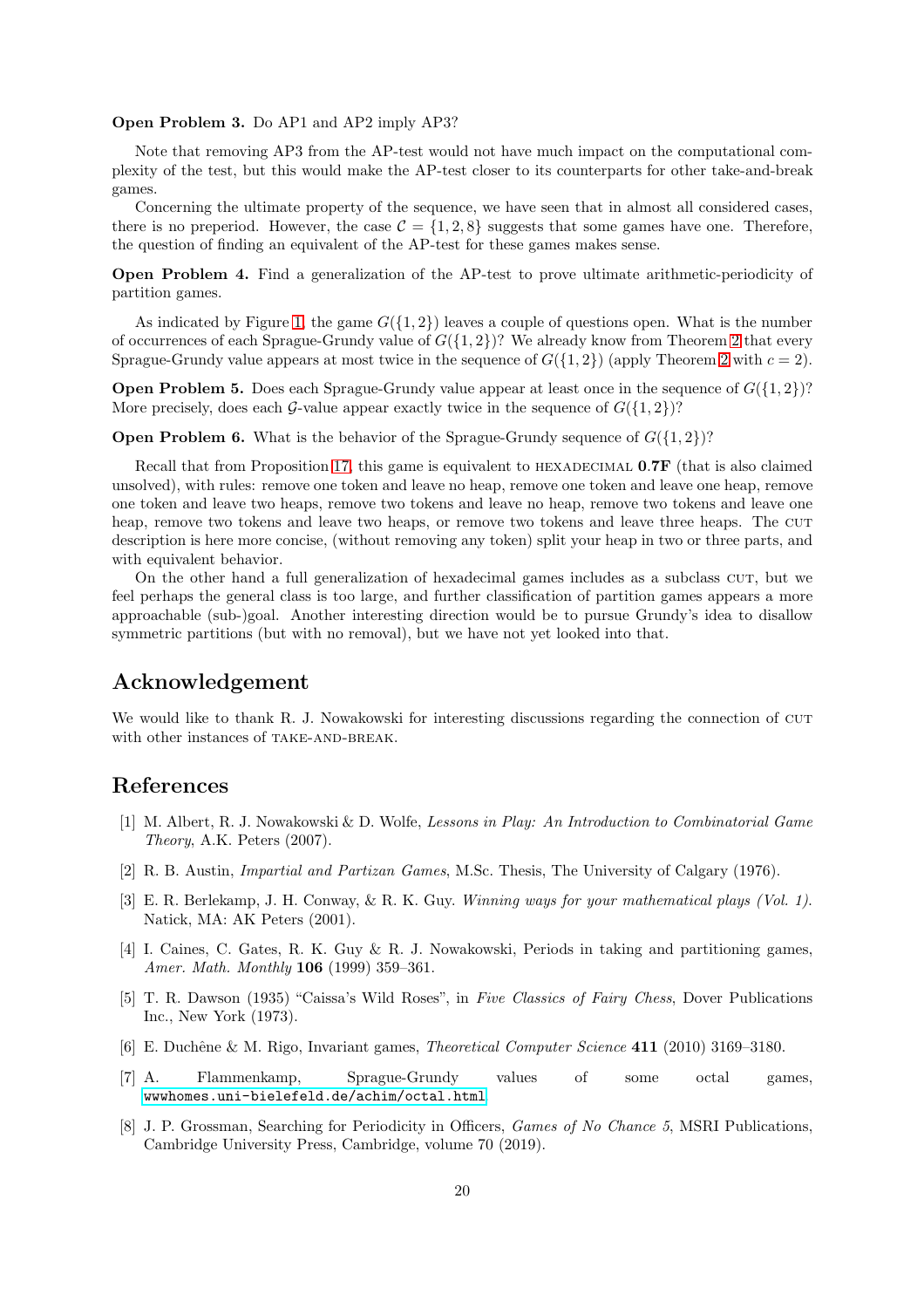**Open Problem 3.** Do AP1 and AP2 imply AP3?

Note that removing AP3 from the AP-test would not have much impact on the computational complexity of the test, but this would make the AP-test closer to its counterparts for other take-and-break games.

Concerning the ultimate property of the sequence, we have seen that in almost all considered cases, there is no preperiod. However, the case $\mathcal{C} = \{1, 2, 8\}$ suggests that some games have one. Therefore, the question of finding an equivalent of the AP-test for these games makes sense.

**Open Problem 4.** Find a generalization of the AP-test to prove ultimate arithmetic-periodicity of partition games.

As indicated by Figure 1, the game $G(\{1, 2\})$ leaves a couple of questions open. What is the number of occurrences of each Sprague-Grundy value of $G(\{1, 2\})$? We already know from Theorem 2 that every Sprague-Grundy value appears at most twice in the sequence of $G(\{1, 2\})$ (apply Theorem 2 with $c = 2$).

**Open Problem 5.** Does each Sprague-Grundy value appear at least once in the sequence of $G(\{1, 2\})$? More precisely, does each $\mathcal{G}$-value appear exactly twice in the sequence of $G(\{1, 2\})$?

**Open Problem 6.** What is the behavior of the Sprague-Grundy sequence of $G(\{1, 2\})$?

Recall that from Proposition 17, this game is equivalent to HEXADECIMAL **0.7F** (that is also claimed unsolved), with rules: remove one token and leave no heap, remove one token and leave one heap, remove one token and leave two heaps, remove two tokens and leave no heap, remove two tokens and leave one heap, remove two tokens and leave two heaps, or remove two tokens and leave three heaps. The CUT description is here more concise, (without removing any token) split your heap in two or three parts, and with equivalent behavior.

On the other hand a full generalization of hexadecimal games includes as a subclass CUT, but we feel perhaps the general class is too large, and further classification of partition games appears a more approachable (sub-)goal. Another interesting direction would be to pursue Grundy's idea to disallow symmetric partitions (but with no removal), but we have not yet looked into that.

## Acknowledgement

We would like to thank R. J. Nowakowski for interesting discussions regarding the connection of CUT with other instances of TAKE-AND-BREAK.

## References

[1] M. Albert, R. J. Nowakowski & D. Wolfe, *Lessons in Play: An Introduction to Combinatorial Game Theory*, A.K. Peters (2007).

[2] R. B. Austin, *Impartial and Partizan Games*, M.Sc. Thesis, The University of Calgary (1976).

[3] E. R. Berlekamp, J. H. Conway, & R. K. Guy. *Winning ways for your mathematical plays (Vol. 1)*. Natick, MA: AK Peters (2001).

[4] I. Caines, C. Gates, R. K. Guy & R. J. Nowakowski, Periods in taking and partitioning games, *Amer. Math. Monthly* **106** (1999) 359–361.

[5] T. R. Dawson (1935) "Caissa's Wild Roses", in *Five Classics of Fairy Chess*, Dover Publications Inc., New York (1973).

[6] E. Duchêne & M. Rigo, Invariant games, *Theoretical Computer Science* **411** (2010) 3169–3180.

[7] A. Flammenkamp, Sprague-Grundy values of some octal games, wwwhomes.uni-bielefeld.de/achim/octal.html

[8] J. P. Grossman, Searching for Periodicity in Officers, *Games of No Chance 5*, MSRI Publications, Cambridge University Press, Cambridge, volume 70 (2019).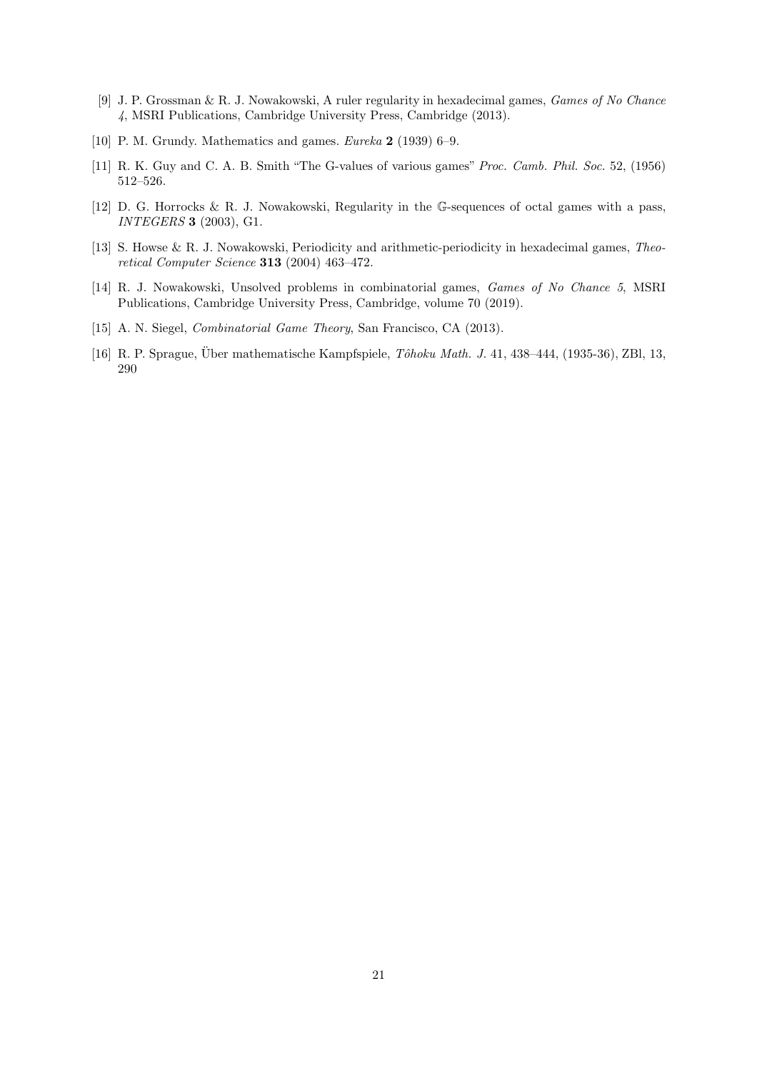[9] J. P. Grossman & R. J. Nowakowski, A ruler regularity in hexadecimal games, *Games of No Chance 4*, MSRI Publications, Cambridge University Press, Cambridge (2013).

[10] P. M. Grundy. Mathematics and games. *Eureka* **2** (1939) 6–9.

[11] R. K. Guy and C. A. B. Smith "The G-values of various games" *Proc. Camb. Phil. Soc.* 52, (1956) 512–526.

[12] D. G. Horrocks & R. J. Nowakowski, Regularity in the $\mathbb{G}$-sequences of octal games with a pass, *INTEGERS* **3** (2003), G1.

[13] S. Howse & R. J. Nowakowski, Periodicity and arithmetic-periodicity in hexadecimal games, *Theoretical Computer Science* **313** (2004) 463–472.

[14] R. J. Nowakowski, Unsolved problems in combinatorial games, *Games of No Chance 5*, MSRI Publications, Cambridge University Press, Cambridge, volume 70 (2019).

[15] A. N. Siegel, *Combinatorial Game Theory*, San Francisco, CA (2013).

[16] R. P. Sprague, Über mathematische Kampfspiele, *Tôhoku Math. J.* 41, 438–444, (1935-36), ZBl, 13, 290